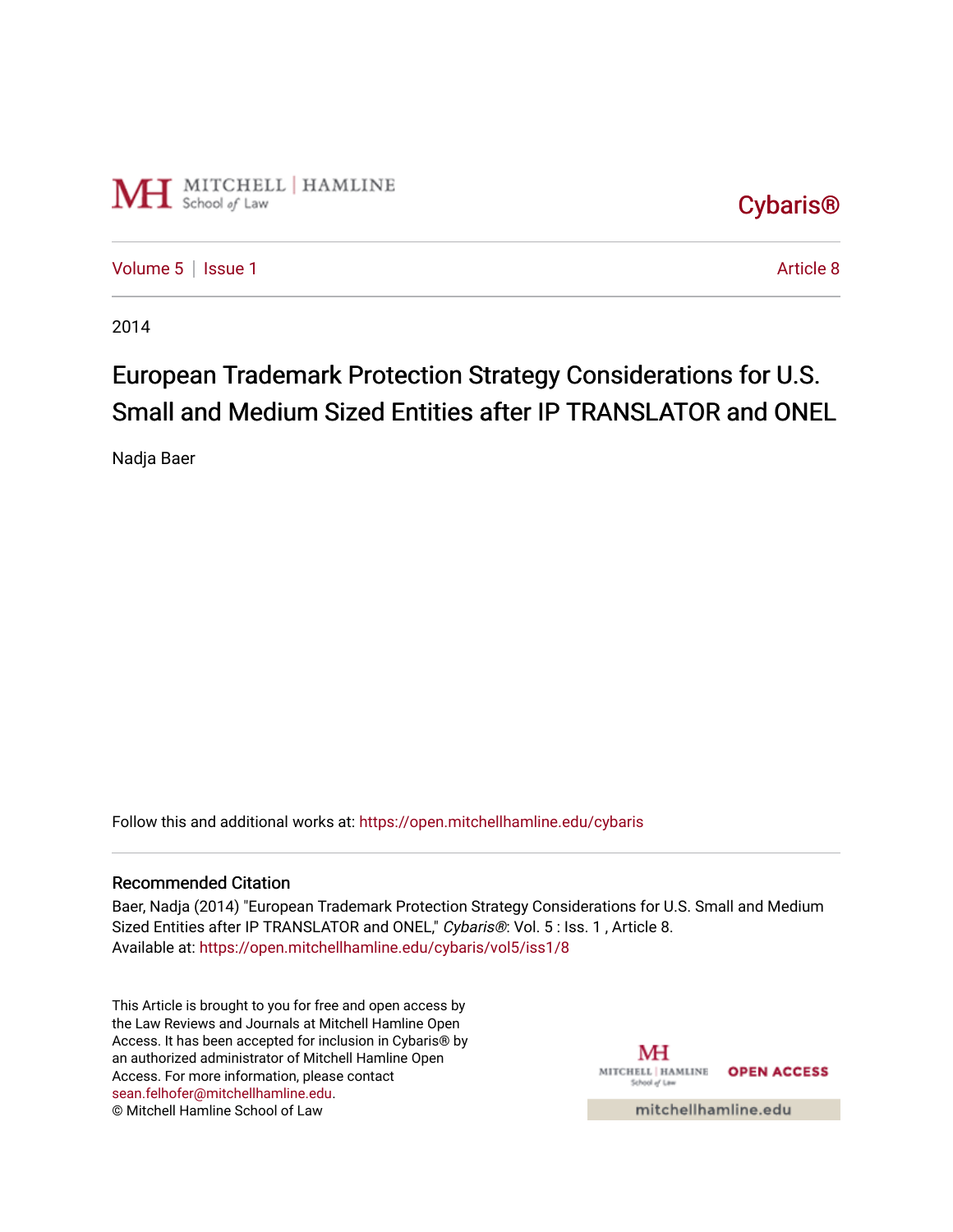MITCHELL | HAMLINE School of Law

Cybaris®

Volume 5 | Issue 1 Article 8

2014

# European Trademark Protection Strategy Considerations for U.S. Small and Medium Sized Entities after IP TRANSLATOR and ONEL

Nadja Baer

Follow this and additional works at: https://open.mitchellhamline.edu/cybaris

## Recommended Citation

Baer, Nadja (2014) "European Trademark Protection Strategy Considerations for U.S. Small and Medium Sized Entities after IP TRANSLATOR and ONEL," *Cybaris®*: Vol. 5 : Iss. 1 , Article 8.
Available at: https://open.mitchellhamline.edu/cybaris/vol5/iss1/8

This Article is brought to you for free and open access by the Law Reviews and Journals at Mitchell Hamline Open Access. It has been accepted for inclusion in Cybaris® by an authorized administrator of Mitchell Hamline Open Access. For more information, please contact sean.felhofer@mitchellhamline.edu.
© Mitchell Hamline School of Law

MITCHELL | HAMLINE School of Law OPEN ACCESS

mitchellhamline.edu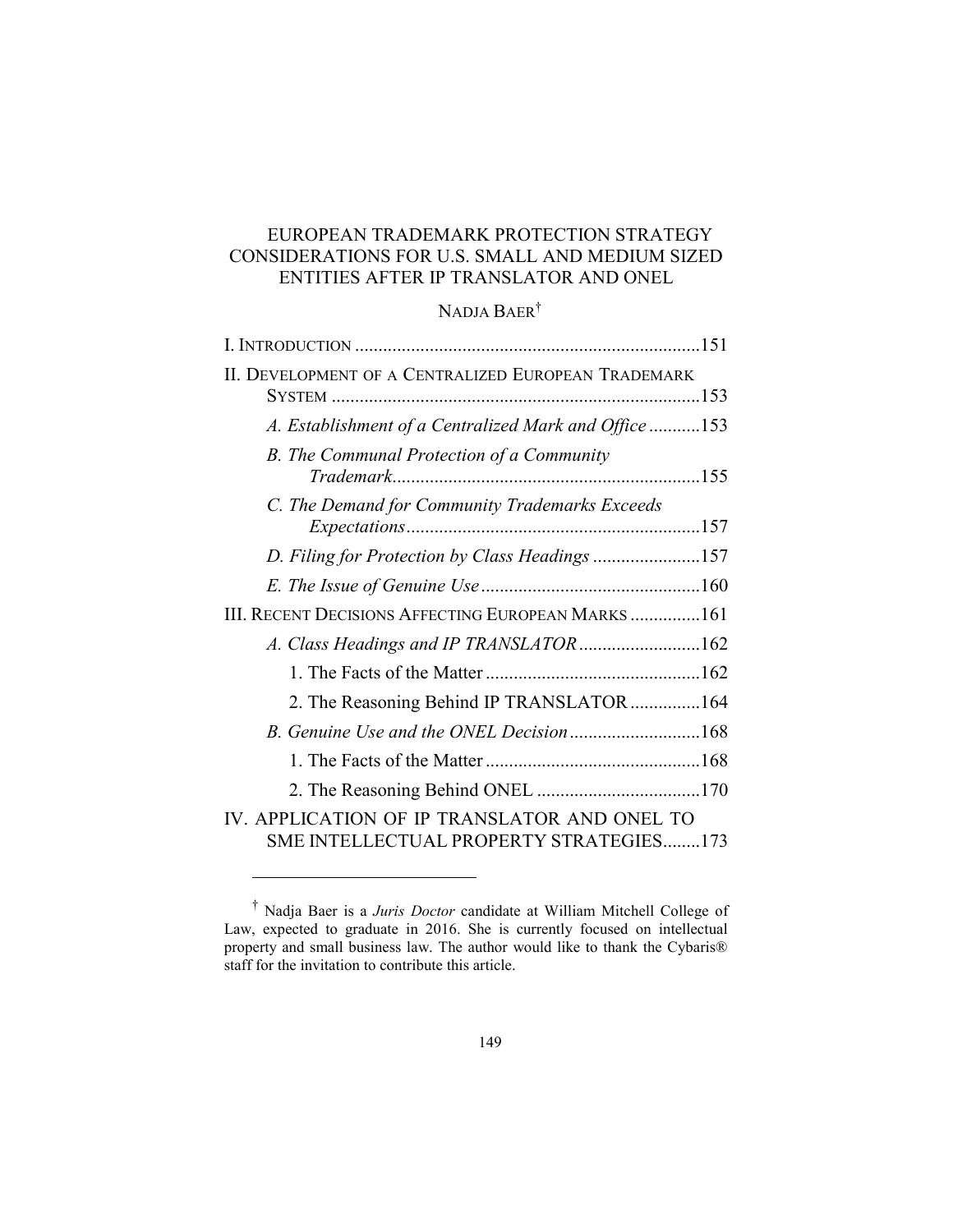# EUROPEAN TRADEMARK PROTECTION STRATEGY CONSIDERATIONS FOR U.S. SMALL AND MEDIUM SIZED ENTITIES AFTER IP TRANSLATOR AND ONEL

NADJA BAER[†]

I. INTRODUCTION ..........................................................................151

II. DEVELOPMENT OF A CENTRALIZED EUROPEAN TRADEMARK SYSTEM ..............................................................................153

*A. Establishment of a Centralized Mark and Office* ...........153

*B. The Communal Protection of a Community Trademark*..................................................................155

*C. The Demand for Community Trademarks Exceeds Expectations*...............................................................157

*D. Filing for Protection by Class Headings* .......................157

*E. The Issue of Genuine Use*...............................................160

III. RECENT DECISIONS AFFECTING EUROPEAN MARKS ...............161

*A. Class Headings and IP TRANSLATOR*..........................162

1. The Facts of the Matter..............................................162

2. The Reasoning Behind IP TRANSLATOR ...............164

*B. Genuine Use and the ONEL Decision*............................168

1. The Facts of the Matter..............................................168

2. The Reasoning Behind ONEL ...................................170

IV. APPLICATION OF IP TRANSLATOR AND ONEL TO SME INTELLECTUAL PROPERTY STRATEGIES........173

---

[†] Nadja Baer is a *Juris Doctor* candidate at William Mitchell College of Law, expected to graduate in 2016. She is currently focused on intellectual property and small business law. The author would like to thank the Cybaris® staff for the invitation to contribute this article.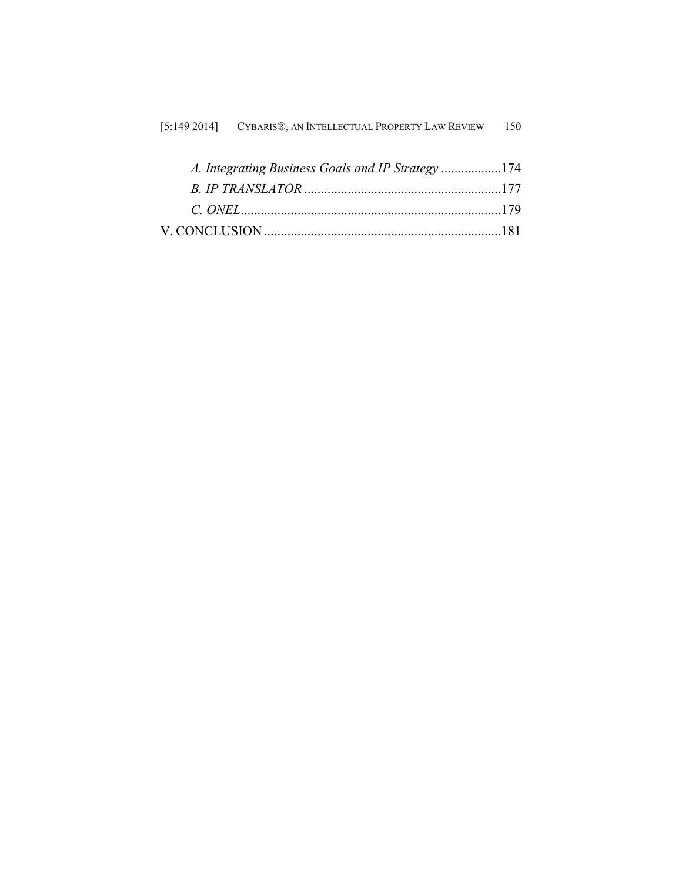*A. Integrating Business Goals and IP Strategy* ..................174

*B. IP TRANSLATOR* ...........................................................177

*C. ONEL*..............................................................................179

V. CONCLUSION .......................................................................181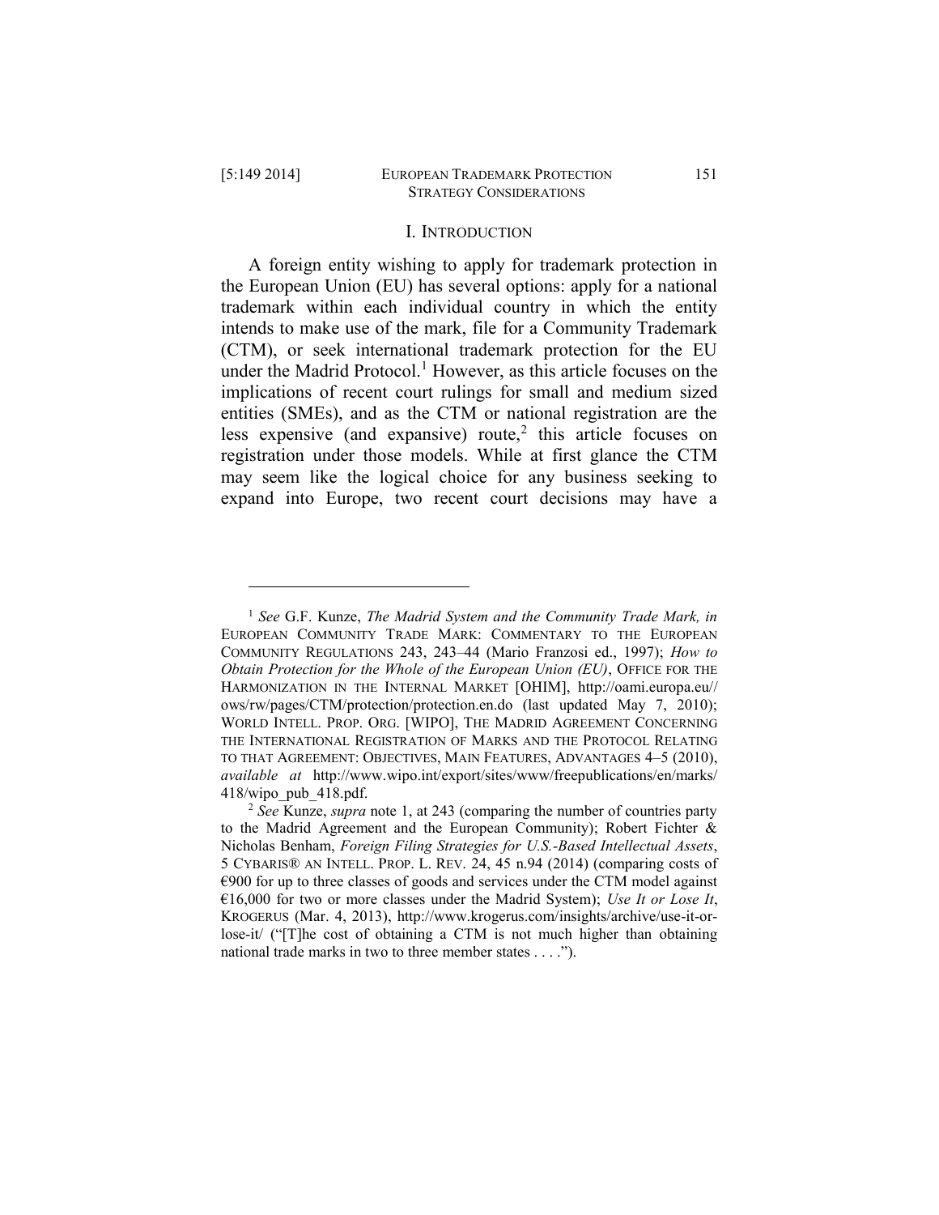## I. INTRODUCTION

A foreign entity wishing to apply for trademark protection in the European Union (EU) has several options: apply for a national trademark within each individual country in which the entity intends to make use of the mark, file for a Community Trademark (CTM), or seek international trademark protection for the EU under the Madrid Protocol.[1] However, as this article focuses on the implications of recent court rulings for small and medium sized entities (SMEs), and as the CTM or national registration are the less expensive (and expansive) route,[2] this article focuses on registration under those models. While at first glance the CTM may seem like the logical choice for any business seeking to expand into Europe, two recent court decisions may have a

---

[1] *See* G.F. Kunze, *The Madrid System and the Community Trade Mark, in* EUROPEAN COMMUNITY TRADE MARK: COMMENTARY TO THE EUROPEAN COMMUNITY REGULATIONS 243, 243–44 (Mario Franzosi ed., 1997); *How to Obtain Protection for the Whole of the European Union (EU)*, OFFICE FOR THE HARMONIZATION IN THE INTERNAL MARKET [OHIM], http://oami.europa.eu//ows/rw/pages/CTM/protection/protection.en.do (last updated May 7, 2010); WORLD INTELL. PROP. ORG. [WIPO], THE MADRID AGREEMENT CONCERNING THE INTERNATIONAL REGISTRATION OF MARKS AND THE PROTOCOL RELATING TO THAT AGREEMENT: OBJECTIVES, MAIN FEATURES, ADVANTAGES 4–5 (2010), *available at* http://www.wipo.int/export/sites/www/freepublications/en/marks/418/wipo_pub_418.pdf.

[2] *See* Kunze, *supra* note 1, at 243 (comparing the number of countries party to the Madrid Agreement and the European Community); Robert Fichter & Nicholas Benham, *Foreign Filing Strategies for U.S.-Based Intellectual Assets*, 5 CYBARIS® AN INTELL. PROP. L. REV. 24, 45 n.94 (2014) (comparing costs of €900 for up to three classes of goods and services under the CTM model against €16,000 for two or more classes under the Madrid System); *Use It or Lose It*, KROGERUS (Mar. 4, 2013), http://www.krogerus.com/insights/archive/use-it-or-lose-it/ ("[T]he cost of obtaining a CTM is not much higher than obtaining national trade marks in two to three member states . . . .").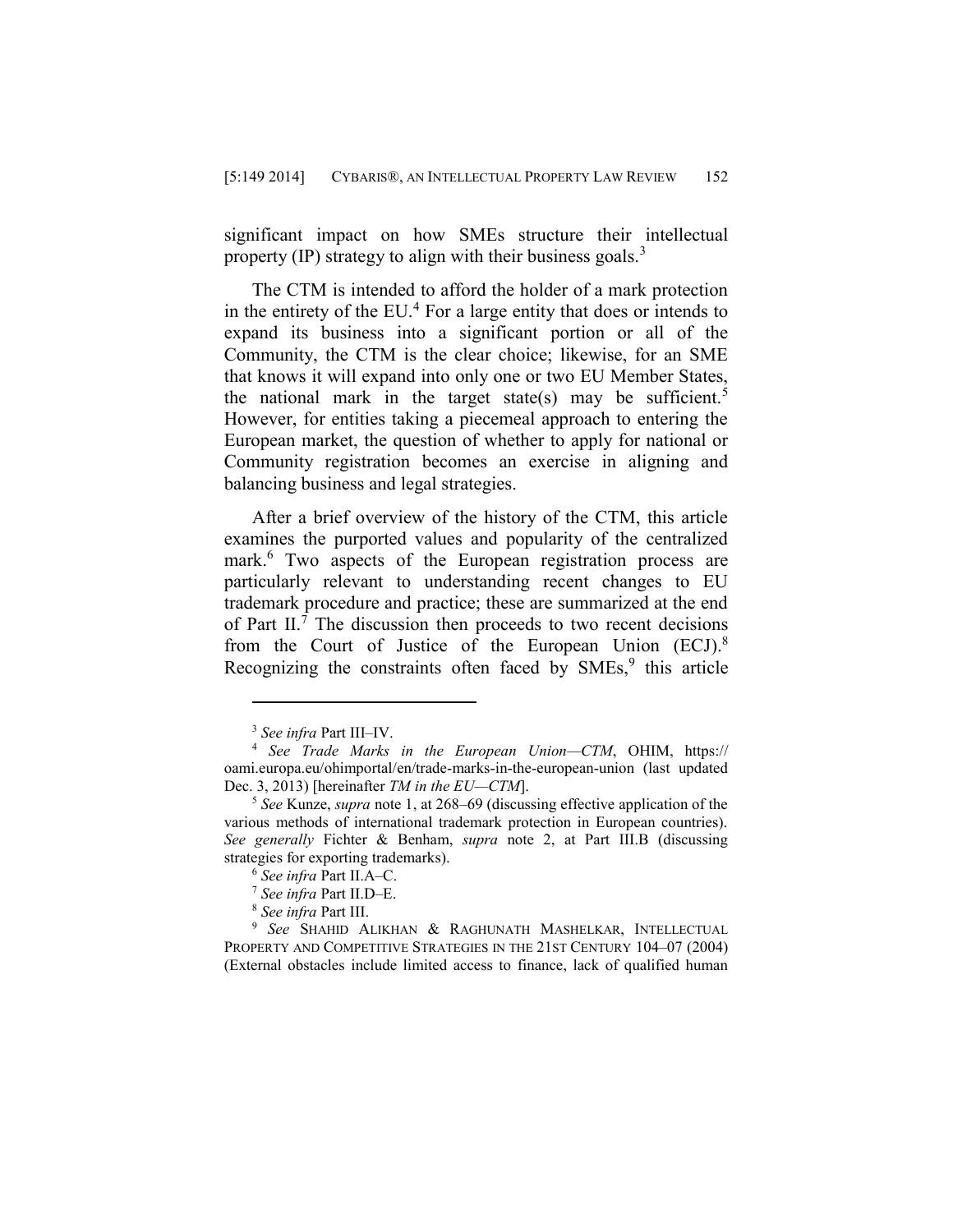significant impact on how SMEs structure their intellectual property (IP) strategy to align with their business goals.[3]

The CTM is intended to afford the holder of a mark protection in the entirety of the EU.[4] For a large entity that does or intends to expand its business into a significant portion or all of the Community, the CTM is the clear choice; likewise, for an SME that knows it will expand into only one or two EU Member States, the national mark in the target state(s) may be sufficient.[5] However, for entities taking a piecemeal approach to entering the European market, the question of whether to apply for national or Community registration becomes an exercise in aligning and balancing business and legal strategies.

After a brief overview of the history of the CTM, this article examines the purported values and popularity of the centralized mark.[6] Two aspects of the European registration process are particularly relevant to understanding recent changes to EU trademark procedure and practice; these are summarized at the end of Part II.[7] The discussion then proceeds to two recent decisions from the Court of Justice of the European Union (ECJ).[8] Recognizing the constraints often faced by SMEs,[9] this article

---

[3] *See infra* Part III–IV.

[4] *See Trade Marks in the European Union—CTM*, OHIM, https://oami.europa.eu/ohimportal/en/trade-marks-in-the-european-union (last updated Dec. 3, 2013) [hereinafter *TM in the EU—CTM*].

[5] *See* Kunze, *supra* note 1, at 268–69 (discussing effective application of the various methods of international trademark protection in European countries). *See generally* Fichter & Benham, *supra* note 2, at Part III.B (discussing strategies for exporting trademarks).

[6] *See infra* Part II.A–C.

[7] *See infra* Part II.D–E.

[8] *See infra* Part III.

[9] *See* SHAHID ALIKHAN & RAGHUNATH MASHELKAR, INTELLECTUAL PROPERTY AND COMPETITIVE STRATEGIES IN THE 21ST CENTURY 104–07 (2004) (External obstacles include limited access to finance, lack of qualified human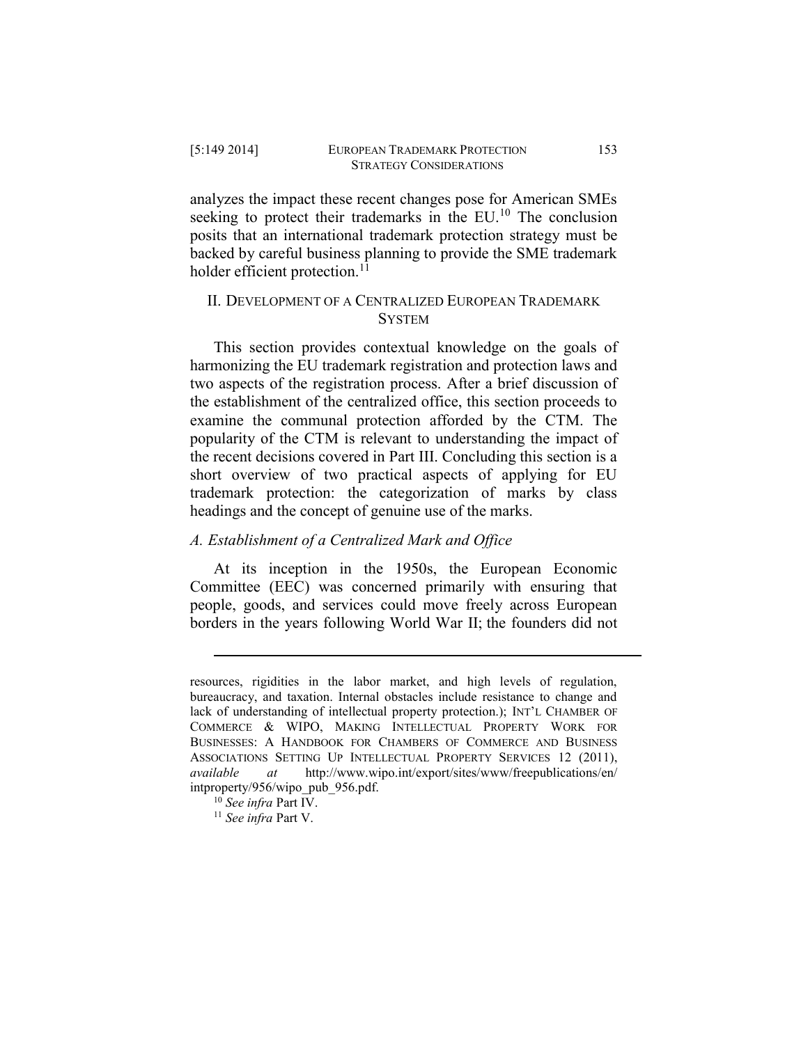analyzes the impact these recent changes pose for American SMEs seeking to protect their trademarks in the EU.[10] The conclusion posits that an international trademark protection strategy must be backed by careful business planning to provide the SME trademark holder efficient protection.[11]

## II. DEVELOPMENT OF A CENTRALIZED EUROPEAN TRADEMARK SYSTEM

This section provides contextual knowledge on the goals of harmonizing the EU trademark registration and protection laws and two aspects of the registration process. After a brief discussion of the establishment of the centralized office, this section proceeds to examine the communal protection afforded by the CTM. The popularity of the CTM is relevant to understanding the impact of the recent decisions covered in Part III. Concluding this section is a short overview of two practical aspects of applying for EU trademark protection: the categorization of marks by class headings and the concept of genuine use of the marks.

### *A. Establishment of a Centralized Mark and Office*

At its inception in the 1950s, the European Economic Committee (EEC) was concerned primarily with ensuring that people, goods, and services could move freely across European borders in the years following World War II; the founders did not

---

resources, rigidities in the labor market, and high levels of regulation, bureaucracy, and taxation. Internal obstacles include resistance to change and lack of understanding of intellectual property protection.); INT'L CHAMBER OF COMMERCE & WIPO, MAKING INTELLECTUAL PROPERTY WORK FOR BUSINESSES: A HANDBOOK FOR CHAMBERS OF COMMERCE AND BUSINESS ASSOCIATIONS SETTING UP INTELLECTUAL PROPERTY SERVICES 12 (2011), *available at* http://www.wipo.int/export/sites/www/freepublications/en/intproperty/956/wipo_pub_956.pdf.

[10] *See infra* Part IV.

[11] *See infra* Part V.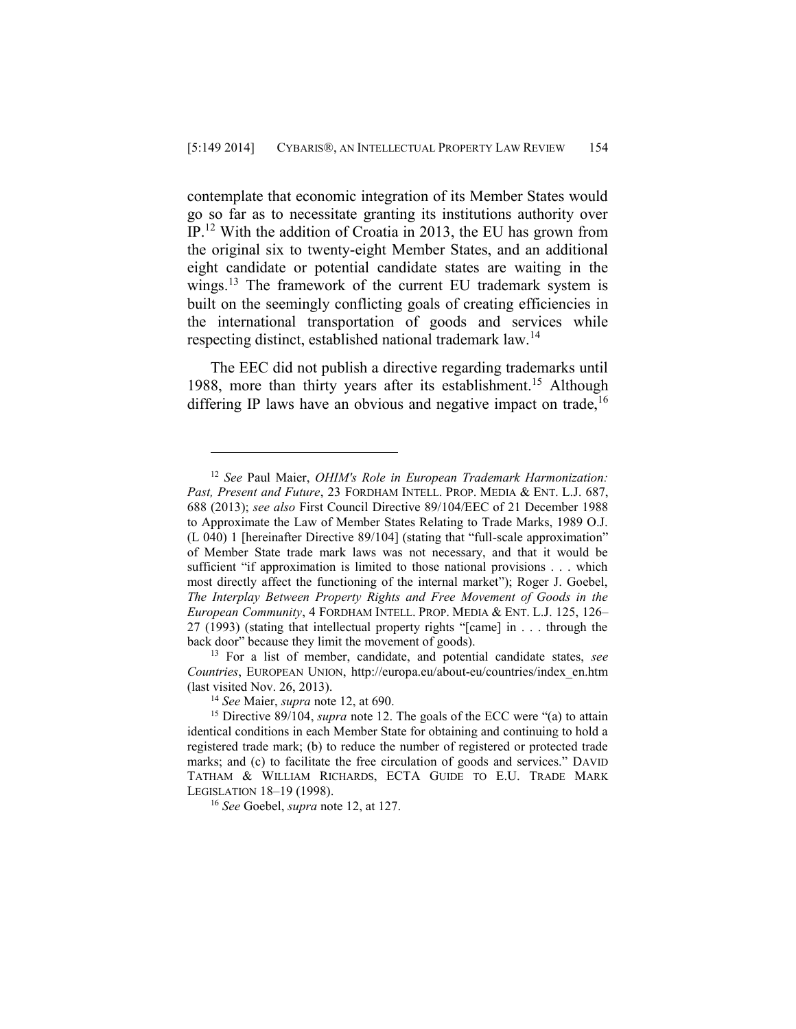contemplate that economic integration of its Member States would go so far as to necessitate granting its institutions authority over IP.[12] With the addition of Croatia in 2013, the EU has grown from the original six to twenty-eight Member States, and an additional eight candidate or potential candidate states are waiting in the wings.[13] The framework of the current EU trademark system is built on the seemingly conflicting goals of creating efficiencies in the international transportation of goods and services while respecting distinct, established national trademark law.[14]

The EEC did not publish a directive regarding trademarks until 1988, more than thirty years after its establishment.[15] Although differing IP laws have an obvious and negative impact on trade,[16]

---

[12] *See* Paul Maier, *OHIM's Role in European Trademark Harmonization: Past, Present and Future*, 23 FORDHAM INTELL. PROP. MEDIA & ENT. L.J. 687, 688 (2013); *see also* First Council Directive 89/104/EEC of 21 December 1988 to Approximate the Law of Member States Relating to Trade Marks, 1989 O.J. (L 040) 1 [hereinafter Directive 89/104] (stating that "full-scale approximation" of Member State trade mark laws was not necessary, and that it would be sufficient "if approximation is limited to those national provisions . . . which most directly affect the functioning of the internal market"); Roger J. Goebel, *The Interplay Between Property Rights and Free Movement of Goods in the European Community*, 4 FORDHAM INTELL. PROP. MEDIA & ENT. L.J. 125, 126–27 (1993) (stating that intellectual property rights "[came] in . . . through the back door" because they limit the movement of goods).

[13] For a list of member, candidate, and potential candidate states, *see Countries*, EUROPEAN UNION, http://europa.eu/about-eu/countries/index_en.htm (last visited Nov. 26, 2013).

[14] *See* Maier, *supra* note 12, at 690.

[15] Directive 89/104, *supra* note 12. The goals of the ECC were "(a) to attain identical conditions in each Member State for obtaining and continuing to hold a registered trade mark; (b) to reduce the number of registered or protected trade marks; and (c) to facilitate the free circulation of goods and services." DAVID TATHAM & WILLIAM RICHARDS, ECTA GUIDE TO E.U. TRADE MARK LEGISLATION 18–19 (1998).

[16] *See* Goebel, *supra* note 12, at 127.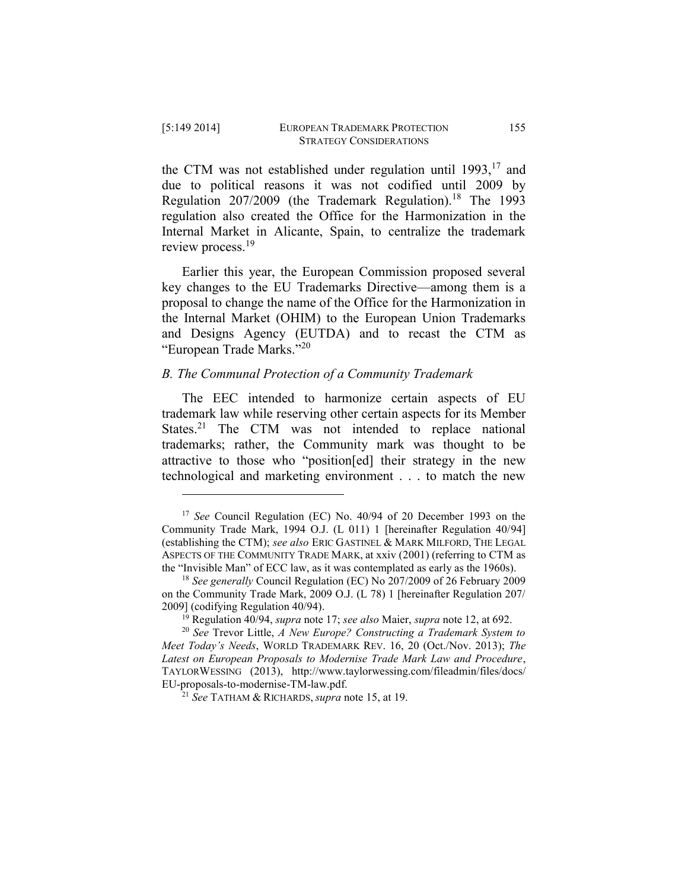the CTM was not established under regulation until 1993,[17] and due to political reasons it was not codified until 2009 by Regulation 207/2009 (the Trademark Regulation).[18] The 1993 regulation also created the Office for the Harmonization in the Internal Market in Alicante, Spain, to centralize the trademark review process.[19]

Earlier this year, the European Commission proposed several key changes to the EU Trademarks Directive—among them is a proposal to change the name of the Office for the Harmonization in the Internal Market (OHIM) to the European Union Trademarks and Designs Agency (EUTDA) and to recast the CTM as "European Trade Marks."[20]

### *B. The Communal Protection of a Community Trademark*

The EEC intended to harmonize certain aspects of EU trademark law while reserving other certain aspects for its Member States.[21] The CTM was not intended to replace national trademarks; rather, the Community mark was thought to be attractive to those who "position[ed] their strategy in the new technological and marketing environment . . . to match the new

---

[17] *See* Council Regulation (EC) No. 40/94 of 20 December 1993 on the Community Trade Mark, 1994 O.J. (L 011) 1 [hereinafter Regulation 40/94] (establishing the CTM); *see also* ERIC GASTINEL & MARK MILFORD, THE LEGAL ASPECTS OF THE COMMUNITY TRADE MARK, at xxiv (2001) (referring to CTM as the "Invisible Man" of ECC law, as it was contemplated as early as the 1960s).

[18] *See generally* Council Regulation (EC) No 207/2009 of 26 February 2009 on the Community Trade Mark, 2009 O.J. (L 78) 1 [hereinafter Regulation 207/2009] (codifying Regulation 40/94).

[19] Regulation 40/94, *supra* note 17; *see also* Maier, *supra* note 12, at 692.

[20] *See* Trevor Little, *A New Europe? Constructing a Trademark System to Meet Today's Needs*, WORLD TRADEMARK REV. 16, 20 (Oct./Nov. 2013); *The Latest on European Proposals to Modernise Trade Mark Law and Procedure*, TAYLORWESSING (2013), http://www.taylorwessing.com/fileadmin/files/docs/EU-proposals-to-modernise-TM-law.pdf.

[21] *See* TATHAM & RICHARDS, *supra* note 15, at 19.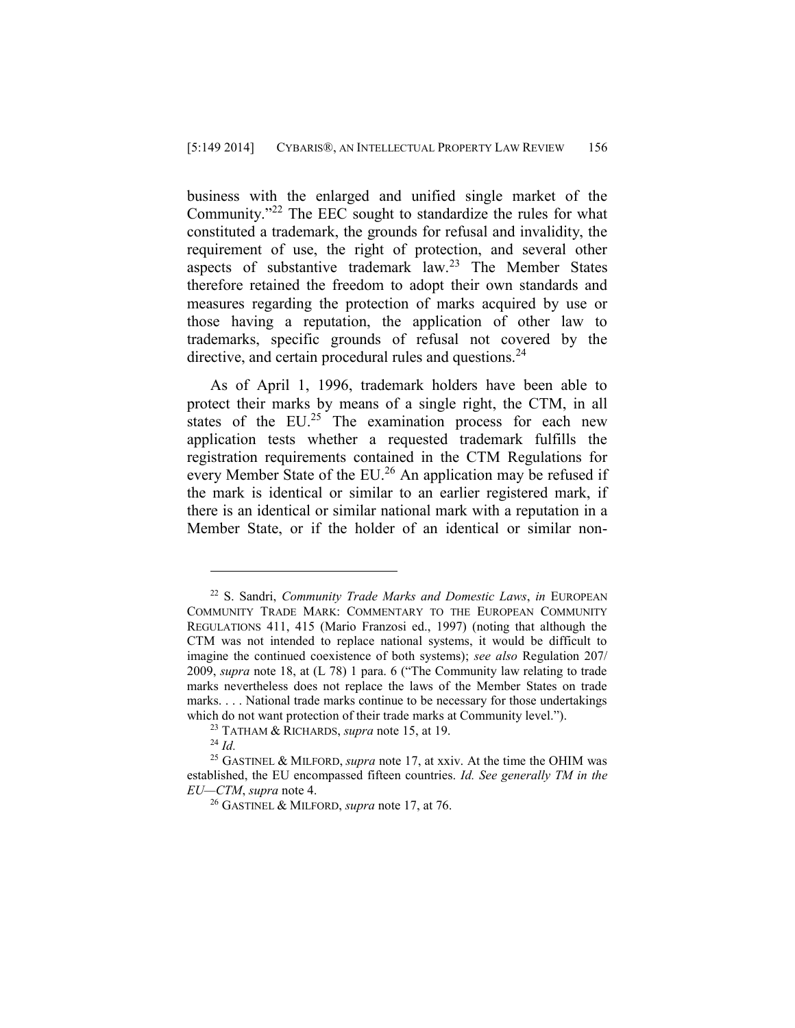business with the enlarged and unified single market of the Community."[22] The EEC sought to standardize the rules for what constituted a trademark, the grounds for refusal and invalidity, the requirement of use, the right of protection, and several other aspects of substantive trademark law.[23] The Member States therefore retained the freedom to adopt their own standards and measures regarding the protection of marks acquired by use or those having a reputation, the application of other law to trademarks, specific grounds of refusal not covered by the directive, and certain procedural rules and questions.[24]

As of April 1, 1996, trademark holders have been able to protect their marks by means of a single right, the CTM, in all states of the EU.[25] The examination process for each new application tests whether a requested trademark fulfills the registration requirements contained in the CTM Regulations for every Member State of the EU.[26] An application may be refused if the mark is identical or similar to an earlier registered mark, if there is an identical or similar national mark with a reputation in a Member State, or if the holder of an identical or similar non-

---

[22] S. Sandri, *Community Trade Marks and Domestic Laws*, *in* EUROPEAN COMMUNITY TRADE MARK: COMMENTARY TO THE EUROPEAN COMMUNITY REGULATIONS 411, 415 (Mario Franzosi ed., 1997) (noting that although the CTM was not intended to replace national systems, it would be difficult to imagine the continued coexistence of both systems); *see also* Regulation 207/2009, *supra* note 18, at (L 78) 1 para. 6 ("The Community law relating to trade marks nevertheless does not replace the laws of the Member States on trade marks. . . . National trade marks continue to be necessary for those undertakings which do not want protection of their trade marks at Community level.").

[23] TATHAM & RICHARDS, *supra* note 15, at 19.

[24] *Id.*

[25] GASTINEL & MILFORD, *supra* note 17, at xxiv. At the time the OHIM was established, the EU encompassed fifteen countries. *Id. See generally TM in the EU—CTM*, *supra* note 4.

[26] GASTINEL & MILFORD, *supra* note 17, at 76.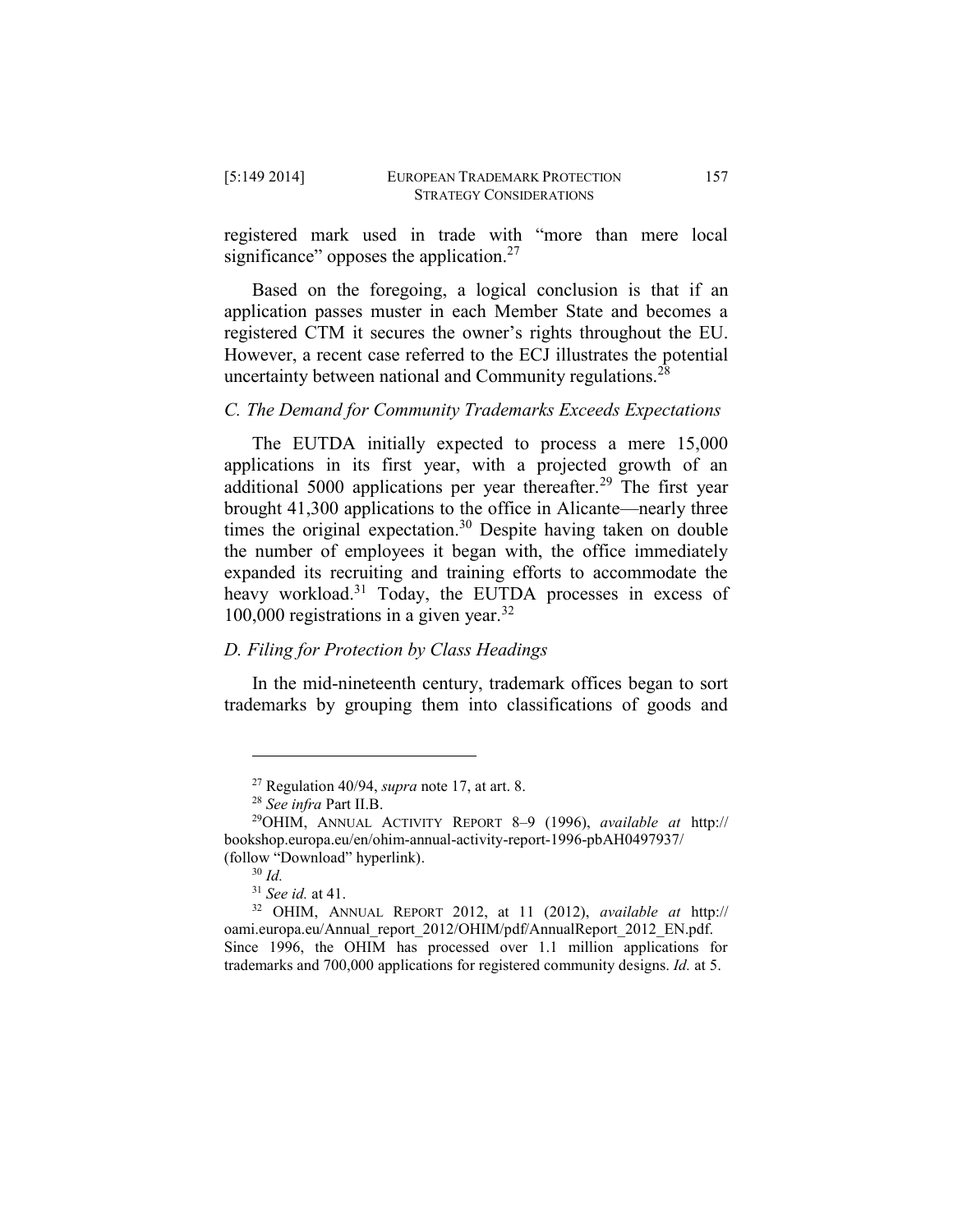registered mark used in trade with "more than mere local significance" opposes the application.[27]

Based on the foregoing, a logical conclusion is that if an application passes muster in each Member State and becomes a registered CTM it secures the owner's rights throughout the EU. However, a recent case referred to the ECJ illustrates the potential uncertainty between national and Community regulations.[28]

### *C. The Demand for Community Trademarks Exceeds Expectations*

The EUTDA initially expected to process a mere 15,000 applications in its first year, with a projected growth of an additional 5000 applications per year thereafter.[29] The first year brought 41,300 applications to the office in Alicante—nearly three times the original expectation.[30] Despite having taken on double the number of employees it began with, the office immediately expanded its recruiting and training efforts to accommodate the heavy workload.[31] Today, the EUTDA processes in excess of 100,000 registrations in a given year.[32]

### *D. Filing for Protection by Class Headings*

In the mid-nineteenth century, trademark offices began to sort trademarks by grouping them into classifications of goods and

---

[27] Regulation 40/94, *supra* note 17, at art. 8.

[28] *See infra* Part II.B.

[29] OHIM, ANNUAL ACTIVITY REPORT 8–9 (1996), *available at* http://bookshop.europa.eu/en/ohim-annual-activity-report-1996-pbAH0497937/ (follow "Download" hyperlink).

[30] *Id.*

[31] *See id.* at 41.

[32] OHIM, ANNUAL REPORT 2012, at 11 (2012), *available at* http://oami.europa.eu/Annual_report_2012/OHIM/pdf/AnnualReport_2012_EN.pdf. Since 1996, the OHIM has processed over 1.1 million applications for trademarks and 700,000 applications for registered community designs. *Id.* at 5.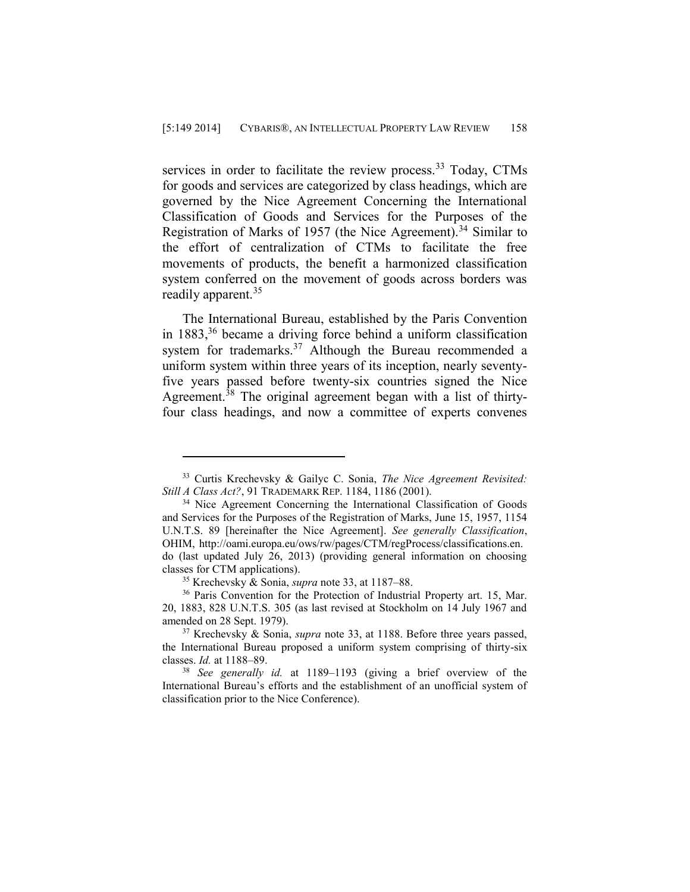services in order to facilitate the review process.[33] Today, CTMs for goods and services are categorized by class headings, which are governed by the Nice Agreement Concerning the International Classification of Goods and Services for the Purposes of the Registration of Marks of 1957 (the Nice Agreement).[34] Similar to the effort of centralization of CTMs to facilitate the free movements of products, the benefit a harmonized classification system conferred on the movement of goods across borders was readily apparent.[35]

The International Bureau, established by the Paris Convention in 1883,[36] became a driving force behind a uniform classification system for trademarks.[37] Although the Bureau recommended a uniform system within three years of its inception, nearly seventy-five years passed before twenty-six countries signed the Nice Agreement.[38] The original agreement began with a list of thirty-four class headings, and now a committee of experts convenes

---

[33] Curtis Krechevsky & Gailyc C. Sonia, *The Nice Agreement Revisited: Still A Class Act?*, 91 TRADEMARK REP. 1184, 1186 (2001).

[34] Nice Agreement Concerning the International Classification of Goods and Services for the Purposes of the Registration of Marks, June 15, 1957, 1154 U.N.T.S. 89 [hereinafter the Nice Agreement]. *See generally Classification*, OHIM, http://oami.europa.eu/ows/rw/pages/CTM/regProcess/classifications.en.do (last updated July 26, 2013) (providing general information on choosing classes for CTM applications).

[35] Krechevsky & Sonia, *supra* note 33, at 1187–88.

[36] Paris Convention for the Protection of Industrial Property art. 15, Mar. 20, 1883, 828 U.N.T.S. 305 (as last revised at Stockholm on 14 July 1967 and amended on 28 Sept. 1979).

[37] Krechevsky & Sonia, *supra* note 33, at 1188. Before three years passed, the International Bureau proposed a uniform system comprising of thirty-six classes. *Id.* at 1188–89.

[38] *See generally id.* at 1189–1193 (giving a brief overview of the International Bureau's efforts and the establishment of an unofficial system of classification prior to the Nice Conference).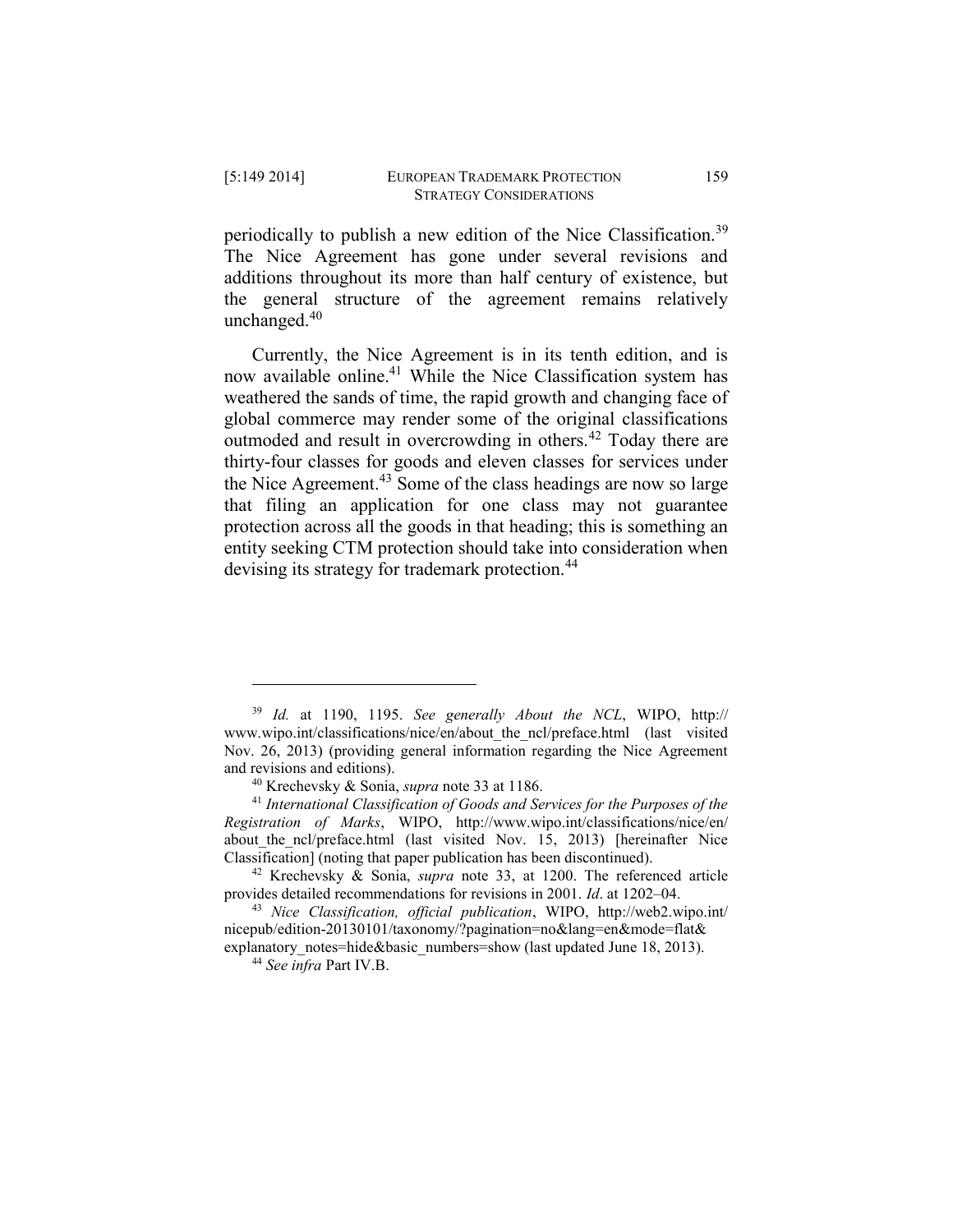periodically to publish a new edition of the Nice Classification.[39] The Nice Agreement has gone under several revisions and additions throughout its more than half century of existence, but the general structure of the agreement remains relatively unchanged.[40]

Currently, the Nice Agreement is in its tenth edition, and is now available online.[41] While the Nice Classification system has weathered the sands of time, the rapid growth and changing face of global commerce may render some of the original classifications outmoded and result in overcrowding in others.[42] Today there are thirty-four classes for goods and eleven classes for services under the Nice Agreement.[43] Some of the class headings are now so large that filing an application for one class may not guarantee protection across all the goods in that heading; this is something an entity seeking CTM protection should take into consideration when devising its strategy for trademark protection.[44]

---

[39] *Id.* at 1190, 1195. *See generally About the NCL*, WIPO, http://www.wipo.int/classifications/nice/en/about_the_ncl/preface.html (last visited Nov. 26, 2013) (providing general information regarding the Nice Agreement and revisions and editions).

[40] Krechevsky & Sonia, *supra* note 33 at 1186.

[41] *International Classification of Goods and Services for the Purposes of the Registration of Marks*, WIPO, http://www.wipo.int/classifications/nice/en/about_the_ncl/preface.html (last visited Nov. 15, 2013) [hereinafter Nice Classification] (noting that paper publication has been discontinued).

[42] Krechevsky & Sonia, *supra* note 33, at 1200. The referenced article provides detailed recommendations for revisions in 2001. *Id*. at 1202–04.

[43] *Nice Classification, official publication*, WIPO, http://web2.wipo.int/nicepub/edition-20130101/taxonomy/?pagination=no&lang=en&mode=flat&explanatory_notes=hide&basic_numbers=show (last updated June 18, 2013).

[44] *See infra* Part IV.B.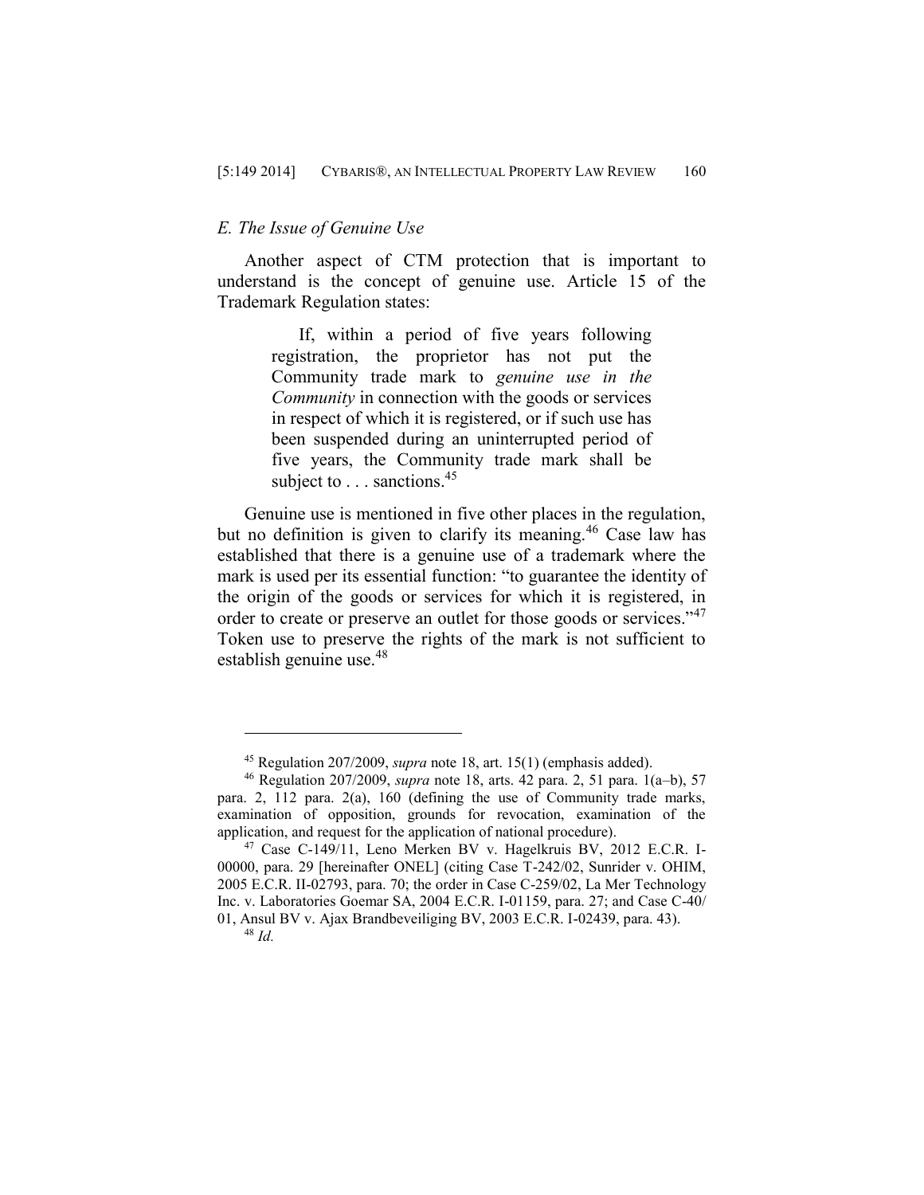### *E. The Issue of Genuine Use*

Another aspect of CTM protection that is important to understand is the concept of genuine use. Article 15 of the Trademark Regulation states:

> If, within a period of five years following registration, the proprietor has not put the Community trade mark to *genuine use in the Community* in connection with the goods or services in respect of which it is registered, or if such use has been suspended during an uninterrupted period of five years, the Community trade mark shall be subject to . . . sanctions.[45]

Genuine use is mentioned in five other places in the regulation, but no definition is given to clarify its meaning.[46] Case law has established that there is a genuine use of a trademark where the mark is used per its essential function: "to guarantee the identity of the origin of the goods or services for which it is registered, in order to create or preserve an outlet for those goods or services."[47] Token use to preserve the rights of the mark is not sufficient to establish genuine use.[48]

---

[45] Regulation 207/2009, *supra* note 18, art. 15(1) (emphasis added).

[46] Regulation 207/2009, *supra* note 18, arts. 42 para. 2, 51 para. 1(a–b), 57 para. 2, 112 para. 2(a), 160 (defining the use of Community trade marks, examination of opposition, grounds for revocation, examination of the application, and request for the application of national procedure).

[47] Case C-149/11, Leno Merken BV v. Hagelkruis BV, 2012 E.C.R. I-00000, para. 29 [hereinafter ONEL] (citing Case T-242/02, Sunrider v. OHIM, 2005 E.C.R. II-02793, para. 70; the order in Case C-259/02, La Mer Technology Inc. v. Laboratories Goemar SA, 2004 E.C.R. I-01159, para. 27; and Case C-40/01, Ansul BV v. Ajax Brandbeveiliging BV, 2003 E.C.R. I-02439, para. 43).

[48] *Id.*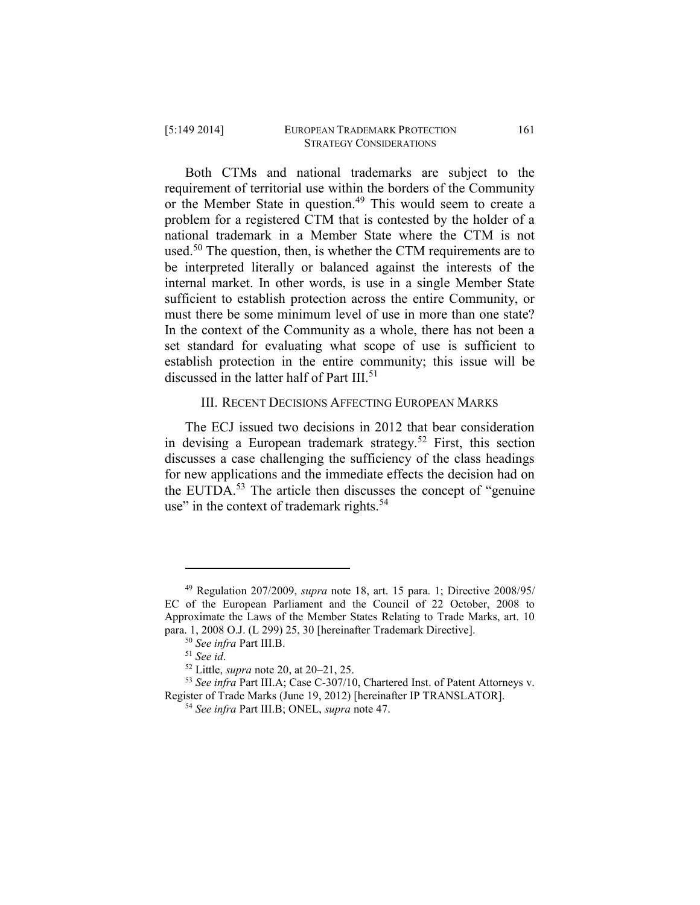Both CTMs and national trademarks are subject to the requirement of territorial use within the borders of the Community or the Member State in question.[49] This would seem to create a problem for a registered CTM that is contested by the holder of a national trademark in a Member State where the CTM is not used.[50] The question, then, is whether the CTM requirements are to be interpreted literally or balanced against the interests of the internal market. In other words, is use in a single Member State sufficient to establish protection across the entire Community, or must there be some minimum level of use in more than one state? In the context of the Community as a whole, there has not been a set standard for evaluating what scope of use is sufficient to establish protection in the entire community; this issue will be discussed in the latter half of Part III.[51]

## III. Recent Decisions Affecting European Marks

The ECJ issued two decisions in 2012 that bear consideration in devising a European trademark strategy.[52] First, this section discusses a case challenging the sufficiency of the class headings for new applications and the immediate effects the decision had on the EUTDA.[53] The article then discusses the concept of "genuine use" in the context of trademark rights.[54]

---

[49] Regulation 207/2009, *supra* note 18, art. 15 para. 1; Directive 2008/95/ EC of the European Parliament and the Council of 22 October, 2008 to Approximate the Laws of the Member States Relating to Trade Marks, art. 10 para. 1, 2008 O.J. (L 299) 25, 30 [hereinafter Trademark Directive].

[50] *See infra* Part III.B.

[51] *See id*.

[52] Little, *supra* note 20, at 20–21, 25.

[53] *See infra* Part III.A; Case C-307/10, Chartered Inst. of Patent Attorneys v. Register of Trade Marks (June 19, 2012) [hereinafter IP TRANSLATOR].

[54] *See infra* Part III.B; ONEL, *supra* note 47.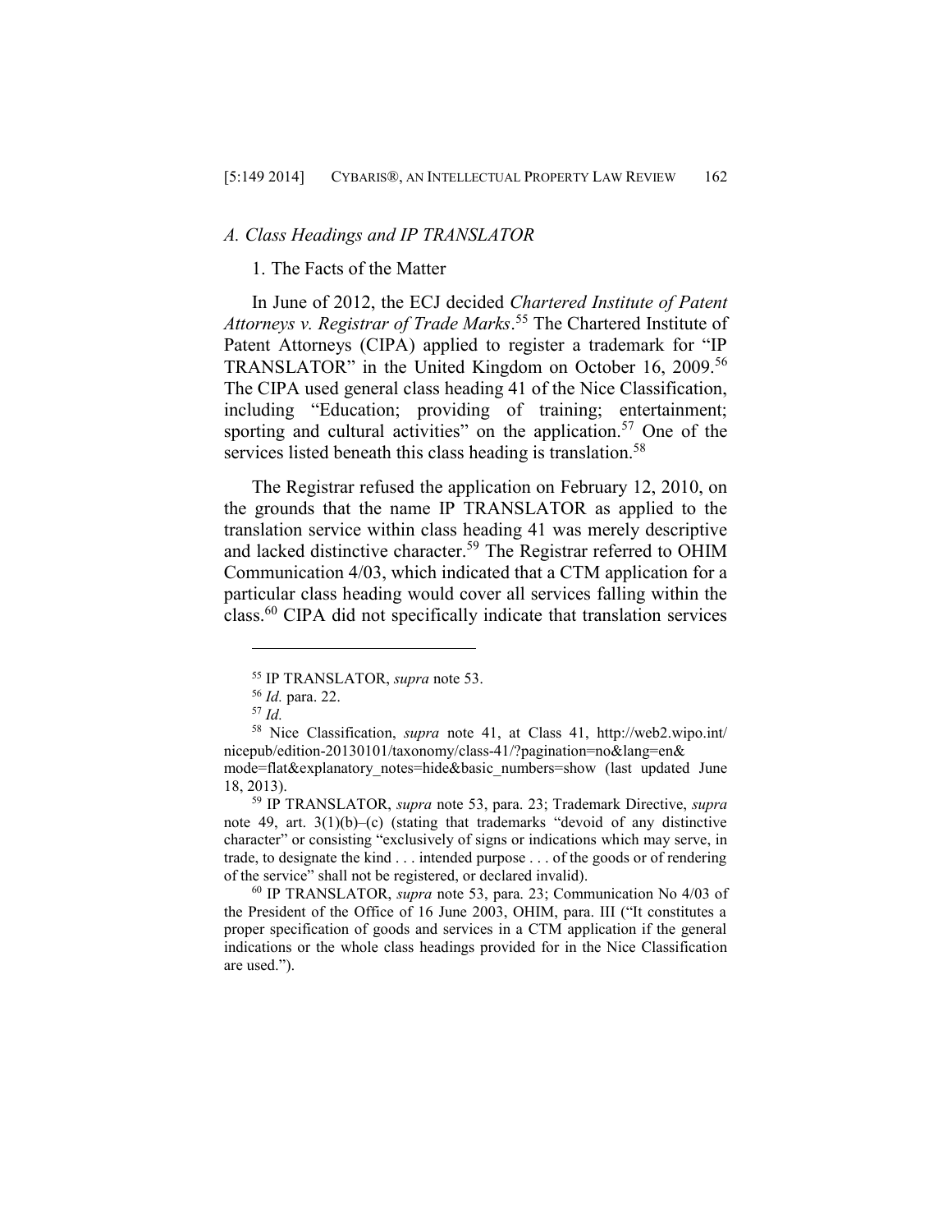### *A. Class Headings and IP TRANSLATOR*

#### 1. The Facts of the Matter

In June of 2012, the ECJ decided *Chartered Institute of Patent Attorneys v. Registrar of Trade Marks*.[55] The Chartered Institute of Patent Attorneys (CIPA) applied to register a trademark for "IP TRANSLATOR" in the United Kingdom on October 16, 2009.[56] The CIPA used general class heading 41 of the Nice Classification, including "Education; providing of training; entertainment; sporting and cultural activities" on the application.[57] One of the services listed beneath this class heading is translation.[58]

The Registrar refused the application on February 12, 2010, on the grounds that the name IP TRANSLATOR as applied to the translation service within class heading 41 was merely descriptive and lacked distinctive character.[59] The Registrar referred to OHIM Communication 4/03, which indicated that a CTM application for a particular class heading would cover all services falling within the class.[60] CIPA did not specifically indicate that translation services

---

[55] IP TRANSLATOR, *supra* note 53.

[56] *Id.* para. 22.

[57] *Id.*

[58] Nice Classification, *supra* note 41, at Class 41, http://web2.wipo.int/nicepub/edition-20130101/taxonomy/class-41/?pagination=no&lang=en&mode=flat&explanatory_notes=hide&basic_numbers=show (last updated June 18, 2013).

[59] IP TRANSLATOR, *supra* note 53, para. 23; Trademark Directive, *supra* note 49, art. 3(1)(b)–(c) (stating that trademarks "devoid of any distinctive character" or consisting "exclusively of signs or indications which may serve, in trade, to designate the kind . . . intended purpose . . . of the goods or of rendering of the service" shall not be registered, or declared invalid).

[60] IP TRANSLATOR, *supra* note 53, para. 23; Communication No 4/03 of the President of the Office of 16 June 2003, OHIM, para. III ("It constitutes a proper specification of goods and services in a CTM application if the general indications or the whole class headings provided for in the Nice Classification are used.").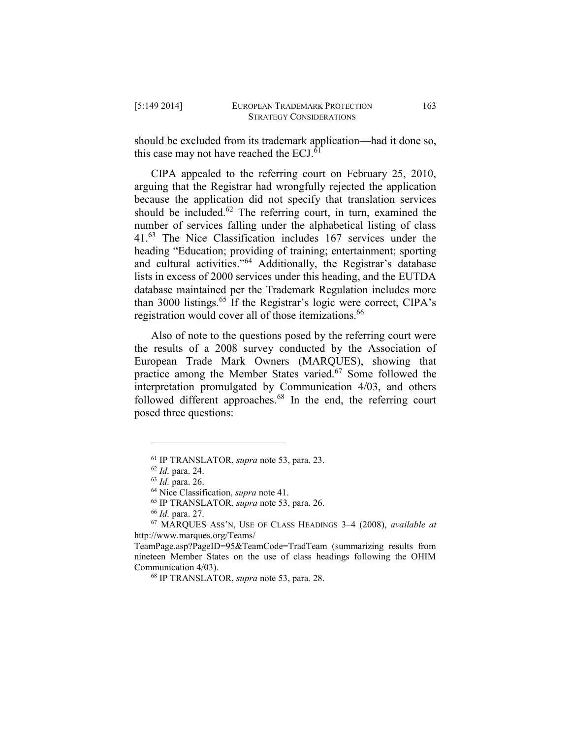should be excluded from its trademark application—had it done so, this case may not have reached the ECJ.[61]

CIPA appealed to the referring court on February 25, 2010, arguing that the Registrar had wrongfully rejected the application because the application did not specify that translation services should be included.[62] The referring court, in turn, examined the number of services falling under the alphabetical listing of class 41.[63] The Nice Classification includes 167 services under the heading "Education; providing of training; entertainment; sporting and cultural activities."[64] Additionally, the Registrar's database lists in excess of 2000 services under this heading, and the EUTDA database maintained per the Trademark Regulation includes more than 3000 listings.[65] If the Registrar's logic were correct, CIPA's registration would cover all of those itemizations.[66]

Also of note to the questions posed by the referring court were the results of a 2008 survey conducted by the Association of European Trade Mark Owners (MARQUES), showing that practice among the Member States varied.[67] Some followed the interpretation promulgated by Communication 4/03, and others followed different approaches.[68] In the end, the referring court posed three questions:

---

[61] IP TRANSLATOR, *supra* note 53, para. 23.

[62] *Id.* para. 24.

[63] *Id.* para. 26.

[64] Nice Classification, *supra* note 41.

[65] IP TRANSLATOR, *supra* note 53, para. 26.

[66] *Id.* para. 27.

[67] MARQUES ASS'N, USE OF CLASS HEADINGS 3–4 (2008), *available at* http://www.marques.org/Teams/TeamPage.asp?PageID=95&TeamCode=TradTeam (summarizing results from nineteen Member States on the use of class headings following the OHIM Communication 4/03).

[68] IP TRANSLATOR, *supra* note 53, para. 28.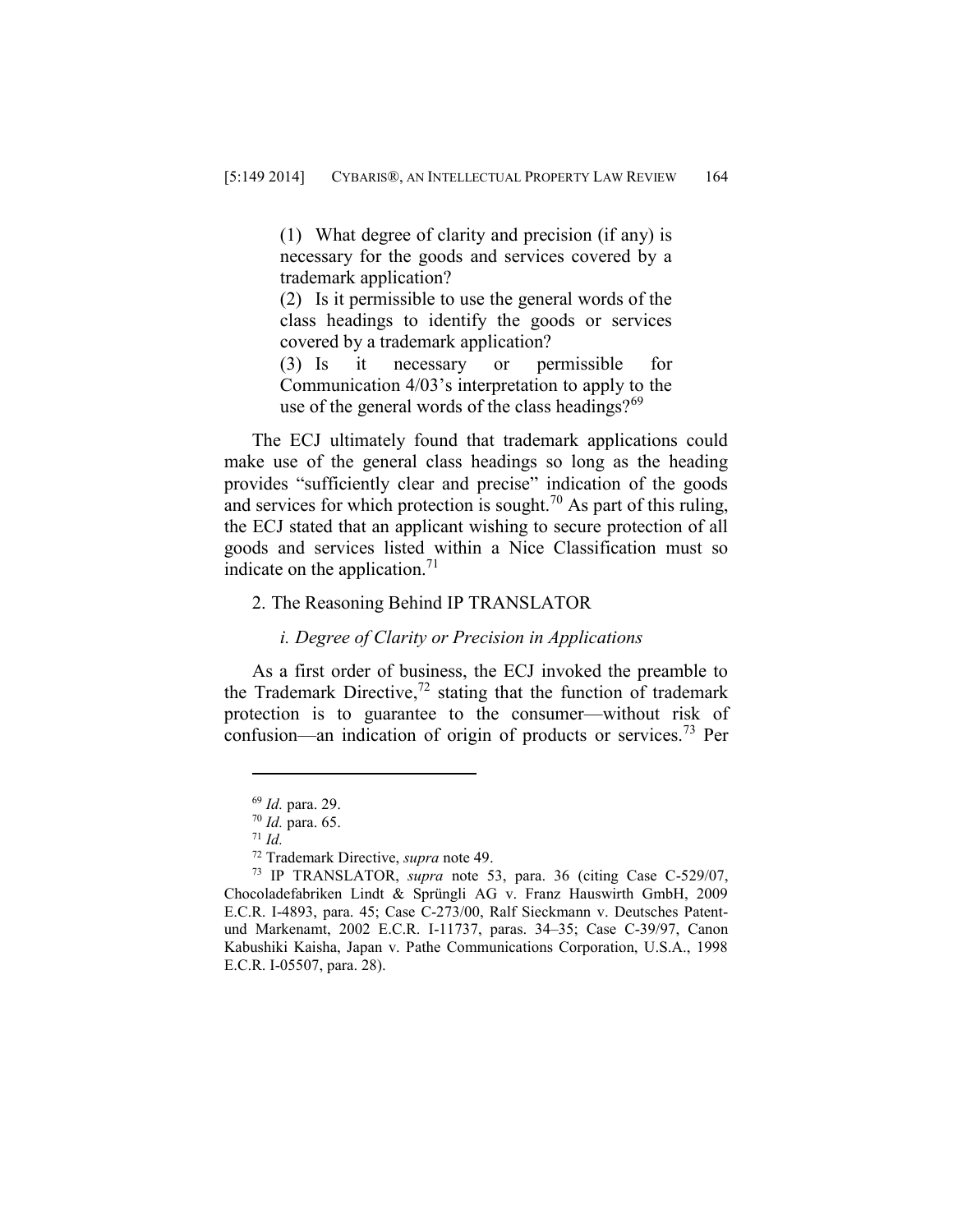> (1) What degree of clarity and precision (if any) is necessary for the goods and services covered by a trademark application?
>
> (2) Is it permissible to use the general words of the class headings to identify the goods or services covered by a trademark application?
>
> (3) Is it necessary or permissible for Communication 4/03's interpretation to apply to the use of the general words of the class headings?[69]

The ECJ ultimately found that trademark applications could make use of the general class headings so long as the heading provides "sufficiently clear and precise" indication of the goods and services for which protection is sought.[70] As part of this ruling, the ECJ stated that an applicant wishing to secure protection of all goods and services listed within a Nice Classification must so indicate on the application.[71]

2. The Reasoning Behind IP TRANSLATOR

*i. Degree of Clarity or Precision in Applications*

As a first order of business, the ECJ invoked the preamble to the Trademark Directive,[72] stating that the function of trademark protection is to guarantee to the consumer—without risk of confusion—an indication of origin of products or services.[73] Per

---

[69] *Id.* para. 29.

[70] *Id.* para. 65.

[71] *Id.*

[72] Trademark Directive, *supra* note 49.

[73] IP TRANSLATOR, *supra* note 53, para. 36 (citing Case C-529/07, Chocoladefabriken Lindt & Sprüngli AG v. Franz Hauswirth GmbH, 2009 E.C.R. I-4893, para. 45; Case C-273/00, Ralf Sieckmann v. Deutsches Patent- und Markenamt, 2002 E.C.R. I-11737, paras. 34–35; Case C-39/97, Canon Kabushiki Kaisha, Japan v. Pathe Communications Corporation, U.S.A., 1998 E.C.R. I-05507, para. 28).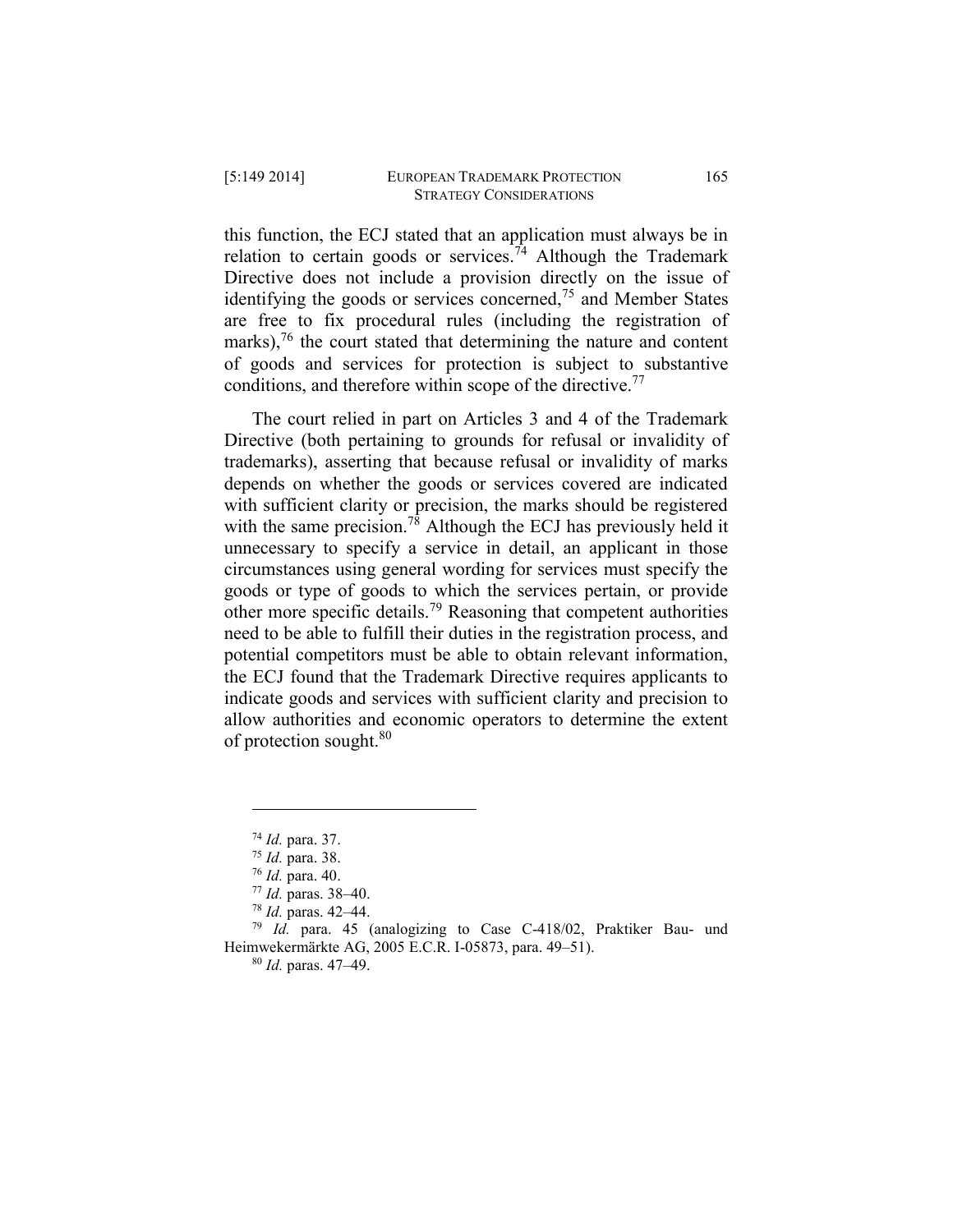this function, the ECJ stated that an application must always be in relation to certain goods or services.[74] Although the Trademark Directive does not include a provision directly on the issue of identifying the goods or services concerned,[75] and Member States are free to fix procedural rules (including the registration of marks),[76] the court stated that determining the nature and content of goods and services for protection is subject to substantive conditions, and therefore within scope of the directive.[77]

The court relied in part on Articles 3 and 4 of the Trademark Directive (both pertaining to grounds for refusal or invalidity of trademarks), asserting that because refusal or invalidity of marks depends on whether the goods or services covered are indicated with sufficient clarity or precision, the marks should be registered with the same precision.[78] Although the ECJ has previously held it unnecessary to specify a service in detail, an applicant in those circumstances using general wording for services must specify the goods or type of goods to which the services pertain, or provide other more specific details.[79] Reasoning that competent authorities need to be able to fulfill their duties in the registration process, and potential competitors must be able to obtain relevant information, the ECJ found that the Trademark Directive requires applicants to indicate goods and services with sufficient clarity and precision to allow authorities and economic operators to determine the extent of protection sought.[80]

---

[74] *Id.* para. 37.

[75] *Id.* para. 38.

[76] *Id.* para. 40.

[77] *Id.* paras. 38–40.

[78] *Id.* paras. 42–44.

[79] *Id.* para. 45 (analogizing to Case C-418/02, Praktiker Bau- und Heimwekermärkte AG, 2005 E.C.R. I-05873, para. 49–51).

[80] *Id.* paras. 47–49.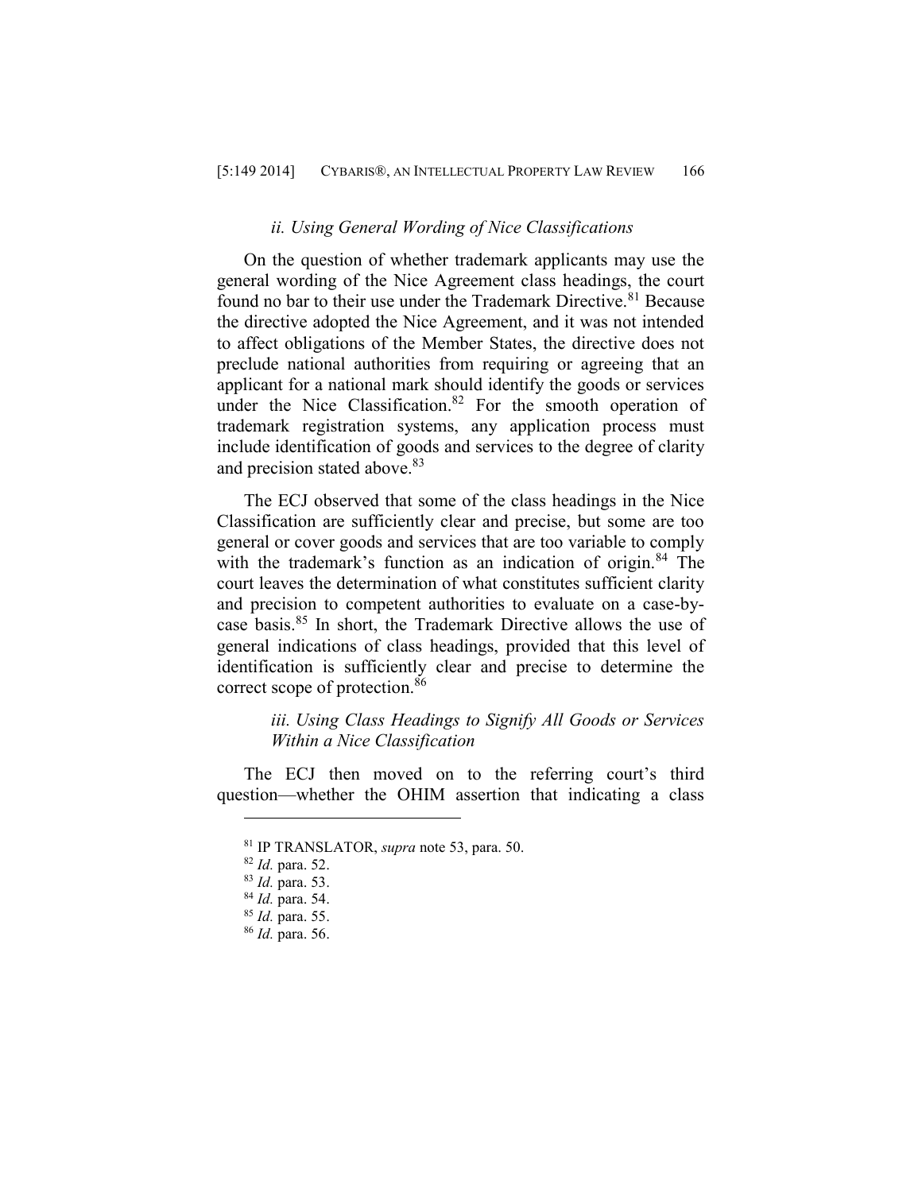### *ii. Using General Wording of Nice Classifications*

On the question of whether trademark applicants may use the general wording of the Nice Agreement class headings, the court found no bar to their use under the Trademark Directive.[81] Because the directive adopted the Nice Agreement, and it was not intended to affect obligations of the Member States, the directive does not preclude national authorities from requiring or agreeing that an applicant for a national mark should identify the goods or services under the Nice Classification.[82] For the smooth operation of trademark registration systems, any application process must include identification of goods and services to the degree of clarity and precision stated above.[83]

The ECJ observed that some of the class headings in the Nice Classification are sufficiently clear and precise, but some are too general or cover goods and services that are too variable to comply with the trademark's function as an indication of origin.[84] The court leaves the determination of what constitutes sufficient clarity and precision to competent authorities to evaluate on a case-by-case basis.[85] In short, the Trademark Directive allows the use of general indications of class headings, provided that this level of identification is sufficiently clear and precise to determine the correct scope of protection.[86]

### *iii. Using Class Headings to Signify All Goods or Services Within a Nice Classification*

The ECJ then moved on to the referring court's third question—whether the OHIM assertion that indicating a class

---

[81] IP TRANSLATOR, *supra* note 53, para. 50.

[82] *Id.* para. 52.

[83] *Id.* para. 53.

[84] *Id.* para. 54.

[85] *Id.* para. 55.

[86] *Id.* para. 56.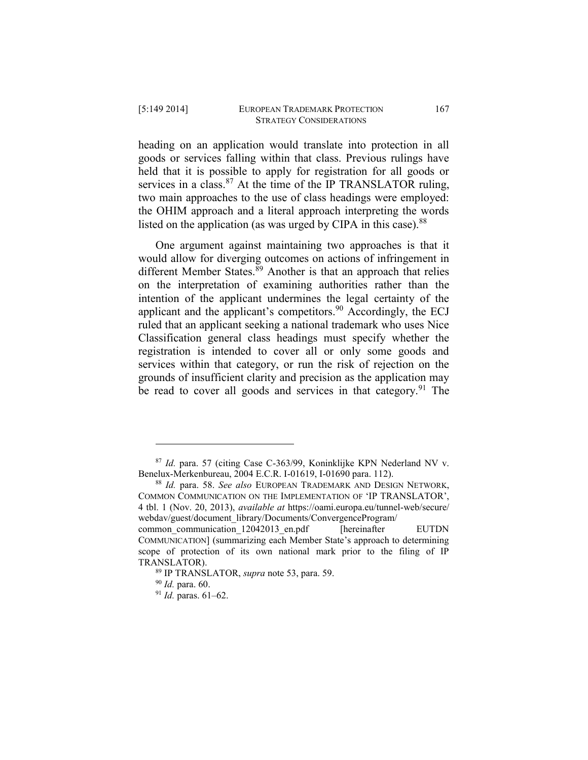heading on an application would translate into protection in all goods or services falling within that class. Previous rulings have held that it is possible to apply for registration for all goods or services in a class.[87] At the time of the IP TRANSLATOR ruling, two main approaches to the use of class headings were employed: the OHIM approach and a literal approach interpreting the words listed on the application (as was urged by CIPA in this case).[88]

One argument against maintaining two approaches is that it would allow for diverging outcomes on actions of infringement in different Member States.[89] Another is that an approach that relies on the interpretation of examining authorities rather than the intention of the applicant undermines the legal certainty of the applicant and the applicant's competitors.[90] Accordingly, the ECJ ruled that an applicant seeking a national trademark who uses Nice Classification general class headings must specify whether the registration is intended to cover all or only some goods and services within that category, or run the risk of rejection on the grounds of insufficient clarity and precision as the application may be read to cover all goods and services in that category.[91] The

---

[87] *Id.* para. 57 (citing Case C-363/99, Koninklijke KPN Nederland NV v. Benelux-Merkenbureau, 2004 E.C.R. I-01619, I-01690 para. 112).

[88] *Id.* para. 58. *See also* EUROPEAN TRADEMARK AND DESIGN NETWORK, COMMON COMMUNICATION ON THE IMPLEMENTATION OF 'IP TRANSLATOR', 4 tbl. 1 (Nov. 20, 2013), *available at* https://oami.europa.eu/tunnel-web/secure/webdav/guest/document_library/Documents/ConvergenceProgram/common_communication_12042013_en.pdf [hereinafter EUTDN COMMUNICATION] (summarizing each Member State's approach to determining scope of protection of its own national mark prior to the filing of IP TRANSLATOR).

[89] IP TRANSLATOR, *supra* note 53, para. 59.

[90] *Id.* para. 60.

[91] *Id.* paras. 61–62.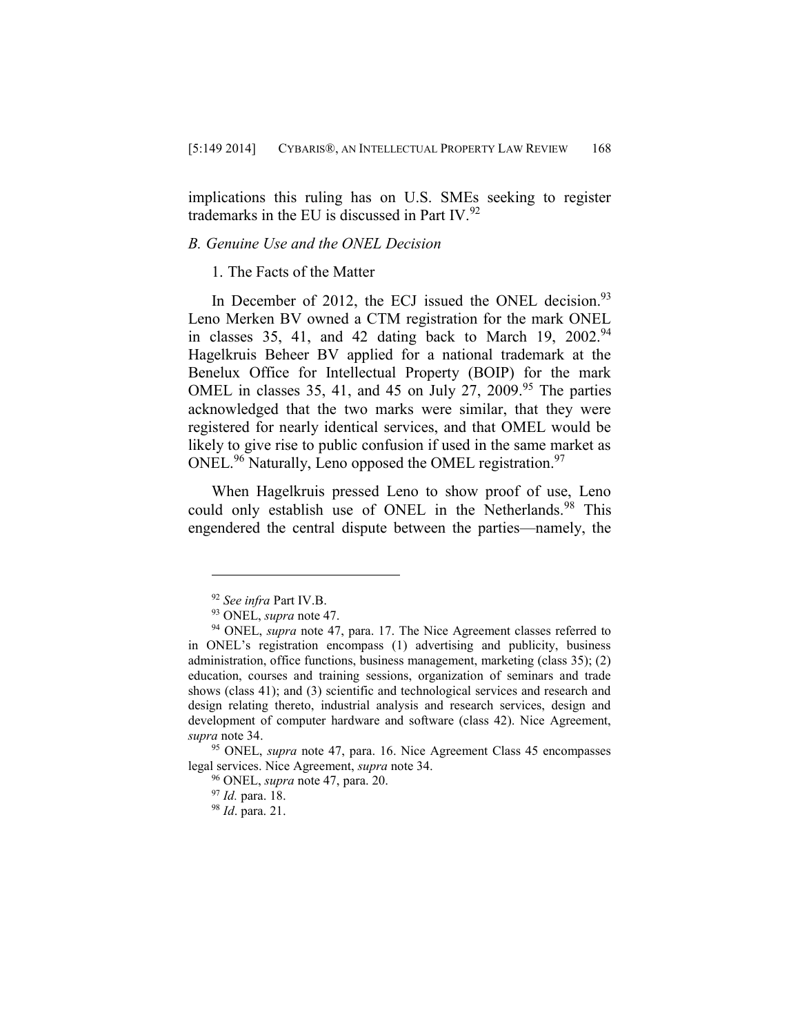implications this ruling has on U.S. SMEs seeking to register trademarks in the EU is discussed in Part IV.[92]

### *B. Genuine Use and the ONEL Decision*

#### 1. The Facts of the Matter

In December of 2012, the ECJ issued the ONEL decision.[93] Leno Merken BV owned a CTM registration for the mark ONEL in classes 35, 41, and 42 dating back to March 19, 2002.[94] Hagelkruis Beheer BV applied for a national trademark at the Benelux Office for Intellectual Property (BOIP) for the mark OMEL in classes 35, 41, and 45 on July 27, 2009.[95] The parties acknowledged that the two marks were similar, that they were registered for nearly identical services, and that OMEL would be likely to give rise to public confusion if used in the same market as ONEL.[96] Naturally, Leno opposed the OMEL registration.[97]

When Hagelkruis pressed Leno to show proof of use, Leno could only establish use of ONEL in the Netherlands.[98] This engendered the central dispute between the parties—namely, the

---

[92] *See infra* Part IV.B.

[93] ONEL, *supra* note 47.

[94] ONEL, *supra* note 47, para. 17. The Nice Agreement classes referred to in ONEL's registration encompass (1) advertising and publicity, business administration, office functions, business management, marketing (class 35); (2) education, courses and training sessions, organization of seminars and trade shows (class 41); and (3) scientific and technological services and research and design relating thereto, industrial analysis and research services, design and development of computer hardware and software (class 42). Nice Agreement, *supra* note 34.

[95] ONEL, *supra* note 47, para. 16. Nice Agreement Class 45 encompasses legal services. Nice Agreement, *supra* note 34.

[96] ONEL, *supra* note 47, para. 20.

[97] *Id.* para. 18.

[98] *Id*. para. 21.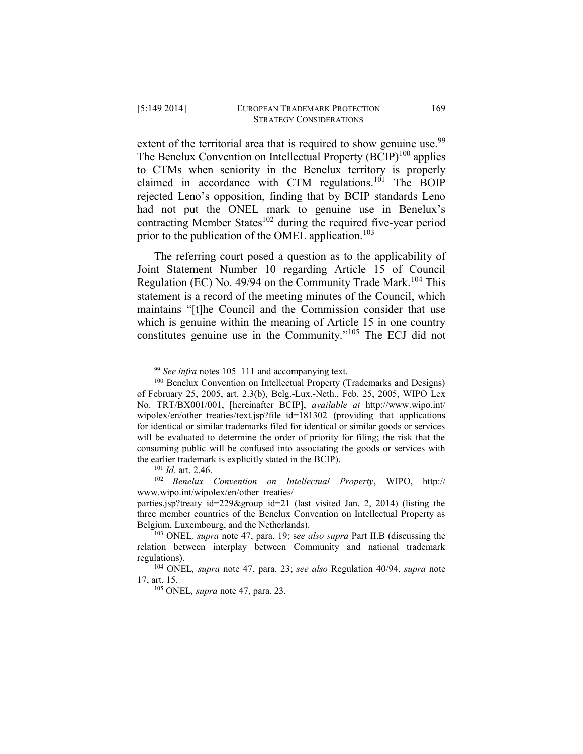extent of the territorial area that is required to show genuine use.[99] The Benelux Convention on Intellectual Property (BCIP)[100] applies to CTMs when seniority in the Benelux territory is properly claimed in accordance with CTM regulations.[101] The BOIP rejected Leno's opposition, finding that by BCIP standards Leno had not put the ONEL mark to genuine use in Benelux's contracting Member States[102] during the required five-year period prior to the publication of the OMEL application.[103]

The referring court posed a question as to the applicability of Joint Statement Number 10 regarding Article 15 of Council Regulation (EC) No. 49/94 on the Community Trade Mark.[104] This statement is a record of the meeting minutes of the Council, which maintains "[t]he Council and the Commission consider that use which is genuine within the meaning of Article 15 in one country constitutes genuine use in the Community."[105] The ECJ did not

---

[99] *See infra* notes 105–111 and accompanying text.

[100] Benelux Convention on Intellectual Property (Trademarks and Designs) of February 25, 2005, art. 2.3(b), Belg.-Lux.-Neth., Feb. 25, 2005, WIPO Lex No. TRT/BX001/001, [hereinafter BCIP], *available at* http://www.wipo.int/wipolex/en/other_treaties/text.jsp?file_id=181302 (providing that applications for identical or similar trademarks filed for identical or similar goods or services will be evaluated to determine the order of priority for filing; the risk that the consuming public will be confused into associating the goods or services with the earlier trademark is explicitly stated in the BCIP).

[101] *Id.* art. 2.46.

[102] *Benelux Convention on Intellectual Property*, WIPO, http://www.wipo.int/wipolex/en/other_treaties/parties.jsp?treaty_id=229&group_id=21 (last visited Jan. 2, 2014) (listing the three member countries of the Benelux Convention on Intellectual Property as Belgium, Luxembourg, and the Netherlands).

[103] ONEL, *supra* note 47, para. 19; s*ee also supra* Part II.B (discussing the relation between interplay between Community and national trademark regulations).

[104] ONEL, *supra* note 47, para. 23; *see also* Regulation 40/94, *supra* note 17, art. 15.

[105] ONEL, *supra* note 47, para. 23.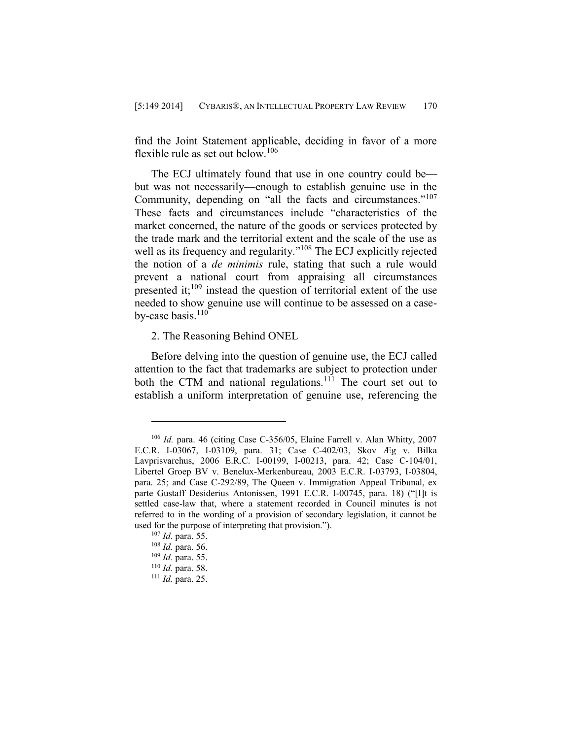find the Joint Statement applicable, deciding in favor of a more flexible rule as set out below.[106]

The ECJ ultimately found that use in one country could be—but was not necessarily—enough to establish genuine use in the Community, depending on "all the facts and circumstances."[107] These facts and circumstances include "characteristics of the market concerned, the nature of the goods or services protected by the trade mark and the territorial extent and the scale of the use as well as its frequency and regularity."[108] The ECJ explicitly rejected the notion of a *de minimis* rule, stating that such a rule would prevent a national court from appraising all circumstances presented it;[109] instead the question of territorial extent of the use needed to show genuine use will continue to be assessed on a case-by-case basis.[110]

2. The Reasoning Behind ONEL

Before delving into the question of genuine use, the ECJ called attention to the fact that trademarks are subject to protection under both the CTM and national regulations.[111] The court set out to establish a uniform interpretation of genuine use, referencing the

---

[106] *Id.* para. 46 (citing Case C-356/05, Elaine Farrell v. Alan Whitty, 2007 E.C.R. I-03067, I-03109, para. 31; Case C-402/03, Skov Æg v. Bilka Lavprisvarehus, 2006 E.R.C. I-00199, I-00213, para. 42; Case C-104/01, Libertel Groep BV v. Benelux-Merkenbureau, 2003 E.C.R. I-03793, I-03804, para. 25; and Case C-292/89, The Queen v. Immigration Appeal Tribunal, ex parte Gustaff Desiderius Antonissen, 1991 E.C.R. I-00745, para. 18) ("[I]t is settled case-law that, where a statement recorded in Council minutes is not referred to in the wording of a provision of secondary legislation, it cannot be used for the purpose of interpreting that provision.").

[107] *Id*. para. 55.

[108] *Id.* para. 56.

[109] *Id.* para. 55.

[110] *Id.* para. 58.

[111] *Id.* para. 25.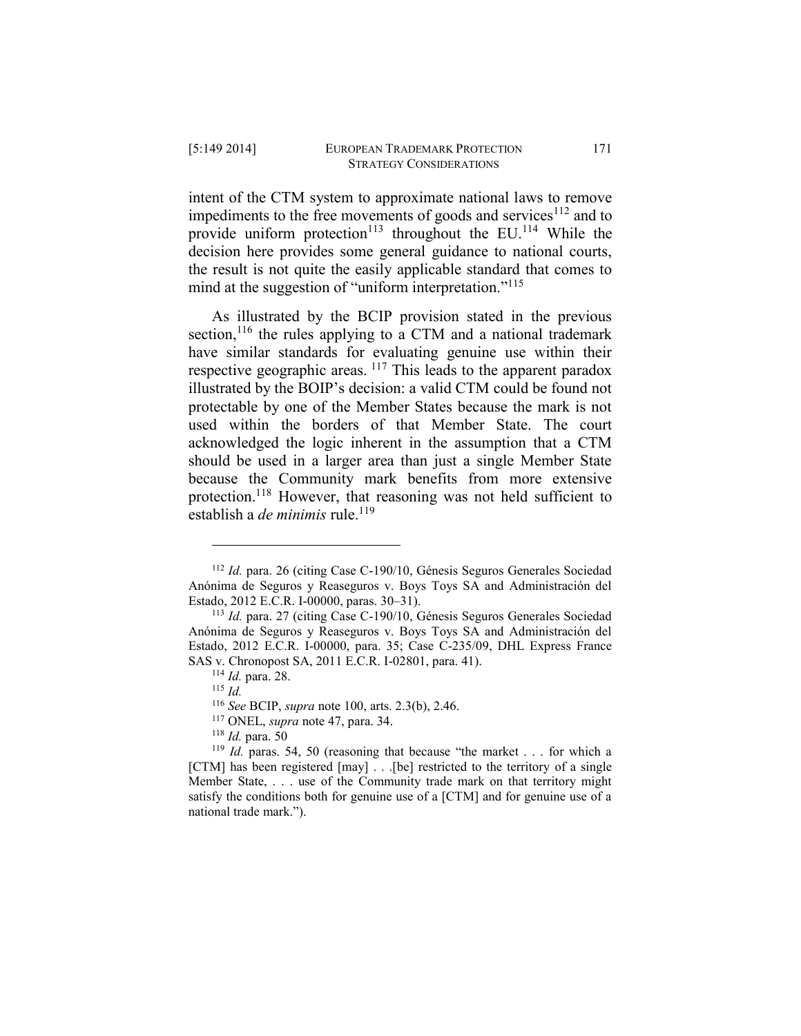intent of the CTM system to approximate national laws to remove impediments to the free movements of goods and services[112] and to provide uniform protection[113] throughout the EU.[114] While the decision here provides some general guidance to national courts, the result is not quite the easily applicable standard that comes to mind at the suggestion of "uniform interpretation."[115]

As illustrated by the BCIP provision stated in the previous section,[116] the rules applying to a CTM and a national trademark have similar standards for evaluating genuine use within their respective geographic areas. [117] This leads to the apparent paradox illustrated by the BOIP's decision: a valid CTM could be found not protectable by one of the Member States because the mark is not used within the borders of that Member State. The court acknowledged the logic inherent in the assumption that a CTM should be used in a larger area than just a single Member State because the Community mark benefits from more extensive protection.[118] However, that reasoning was not held sufficient to establish a *de minimis* rule.[119]

---

[112] *Id.* para. 26 (citing Case C-190/10, Génesis Seguros Generales Sociedad Anónima de Seguros y Reaseguros v. Boys Toys SA and Administración del Estado, 2012 E.C.R. I-00000, paras. 30–31).

[113] *Id.* para. 27 (citing Case C-190/10, Génesis Seguros Generales Sociedad Anónima de Seguros y Reaseguros v. Boys Toys SA and Administración del Estado, 2012 E.C.R. I-00000, para. 35; Case C-235/09, DHL Express France SAS v. Chronopost SA, 2011 E.C.R. I-02801, para. 41).

[114] *Id.* para. 28.

[115] *Id.*

[116] *See* BCIP, *supra* note 100, arts. 2.3(b), 2.46.

[117] ONEL, *supra* note 47, para. 34.

[118] *Id.* para. 50

[119] *Id.* paras. 54, 50 (reasoning that because "the market . . . for which a [CTM] has been registered [may] . . .[be] restricted to the territory of a single Member State, . . . use of the Community trade mark on that territory might satisfy the conditions both for genuine use of a [CTM] and for genuine use of a national trade mark.").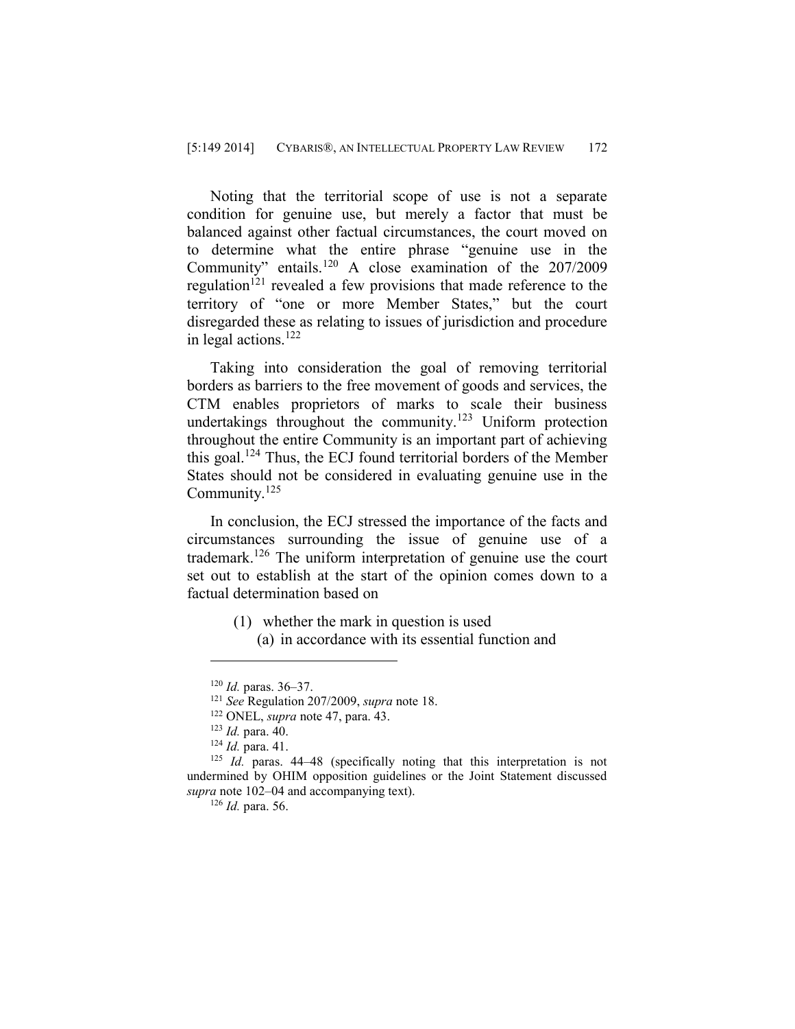Noting that the territorial scope of use is not a separate condition for genuine use, but merely a factor that must be balanced against other factual circumstances, the court moved on to determine what the entire phrase "genuine use in the Community" entails.[120] A close examination of the 207/2009 regulation[121] revealed a few provisions that made reference to the territory of "one or more Member States," but the court disregarded these as relating to issues of jurisdiction and procedure in legal actions.[122]

Taking into consideration the goal of removing territorial borders as barriers to the free movement of goods and services, the CTM enables proprietors of marks to scale their business undertakings throughout the community.[123] Uniform protection throughout the entire Community is an important part of achieving this goal.[124] Thus, the ECJ found territorial borders of the Member States should not be considered in evaluating genuine use in the Community.[125]

In conclusion, the ECJ stressed the importance of the facts and circumstances surrounding the issue of genuine use of a trademark.[126] The uniform interpretation of genuine use the court set out to establish at the start of the opinion comes down to a factual determination based on

> (1) whether the mark in question is used
>
> (a) in accordance with its essential function and

---

[120] *Id.* paras. 36–37.

[121] *See* Regulation 207/2009, *supra* note 18.

[122] ONEL, *supra* note 47, para. 43.

[123] *Id.* para. 40.

[124] *Id.* para. 41.

[125] *Id.* paras. 44–48 (specifically noting that this interpretation is not undermined by OHIM opposition guidelines or the Joint Statement discussed *supra* note 102–04 and accompanying text).

[126] *Id.* para. 56.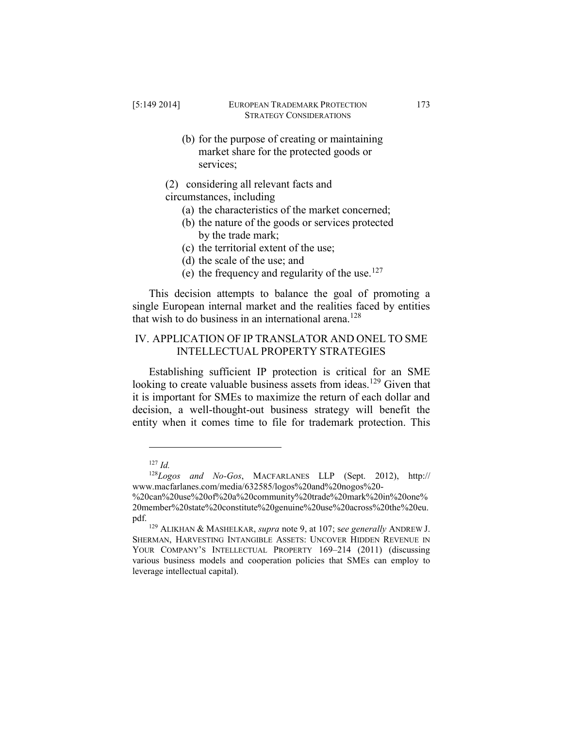(b) for the purpose of creating or maintaining market share for the protected goods or services;

(2) considering all relevant facts and circumstances, including

(a) the characteristics of the market concerned;

(b) the nature of the goods or services protected by the trade mark;

(c) the territorial extent of the use;

(d) the scale of the use; and

(e) the frequency and regularity of the use.[127]

This decision attempts to balance the goal of promoting a single European internal market and the realities faced by entities that wish to do business in an international arena.[128]

## IV. APPLICATION OF IP TRANSLATOR AND ONEL TO SME INTELLECTUAL PROPERTY STRATEGIES

Establishing sufficient IP protection is critical for an SME looking to create valuable business assets from ideas.[129] Given that it is important for SMEs to maximize the return of each dollar and decision, a well-thought-out business strategy will benefit the entity when it comes time to file for trademark protection. This

---

[127] *Id.*

[128] *Logos and No-Gos*, MACFARLANES LLP (Sept. 2012), http://www.macfarlanes.com/media/632585/logos%20and%20nogos%20-%20can%20use%20of%20a%20community%20trade%20mark%20in%20one%20member%20state%20constitute%20genuine%20use%20across%20the%20eu.pdf.

[129] ALIKHAN & MASHELKAR, *supra* note 9, at 107; s*ee generally* ANDREW J. SHERMAN, HARVESTING INTANGIBLE ASSETS: UNCOVER HIDDEN REVENUE IN YOUR COMPANY'S INTELLECTUAL PROPERTY 169–214 (2011) (discussing various business models and cooperation policies that SMEs can employ to leverage intellectual capital).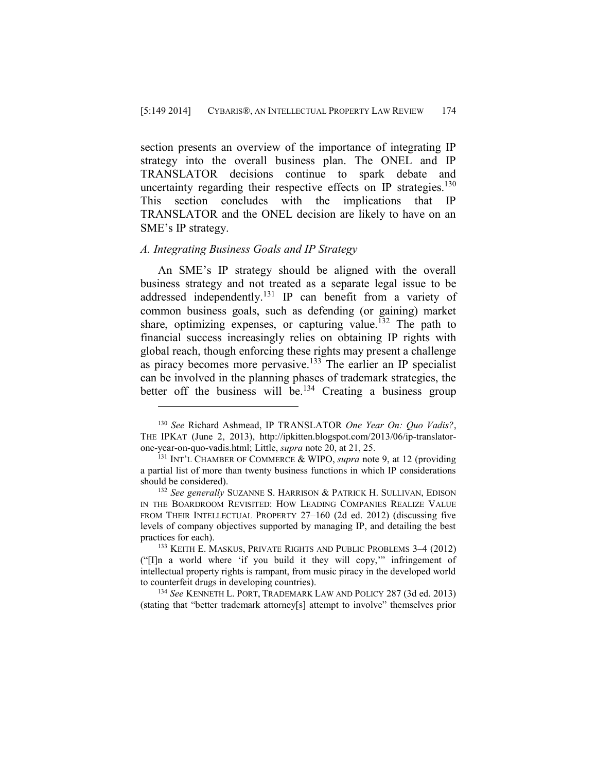section presents an overview of the importance of integrating IP strategy into the overall business plan. The ONEL and IP TRANSLATOR decisions continue to spark debate and uncertainty regarding their respective effects on IP strategies.[130] This section concludes with the implications that IP TRANSLATOR and the ONEL decision are likely to have on an SME's IP strategy.

### *A. Integrating Business Goals and IP Strategy*

An SME's IP strategy should be aligned with the overall business strategy and not treated as a separate legal issue to be addressed independently.[131] IP can benefit from a variety of common business goals, such as defending (or gaining) market share, optimizing expenses, or capturing value.[132] The path to financial success increasingly relies on obtaining IP rights with global reach, though enforcing these rights may present a challenge as piracy becomes more pervasive.[133] The earlier an IP specialist can be involved in the planning phases of trademark strategies, the better off the business will be.[134] Creating a business group

---

[130] *See* Richard Ashmead, IP TRANSLATOR *One Year On: Quo Vadis?*, THE IPKAT (June 2, 2013), http://ipkitten.blogspot.com/2013/06/ip-translator-one-year-on-quo-vadis.html; Little, *supra* note 20, at 21, 25.

[131] INT'L CHAMBER OF COMMERCE & WIPO, *supra* note 9, at 12 (providing a partial list of more than twenty business functions in which IP considerations should be considered).

[132] *See generally* SUZANNE S. HARRISON & PATRICK H. SULLIVAN, EDISON IN THE BOARDROOM REVISITED: HOW LEADING COMPANIES REALIZE VALUE FROM THEIR INTELLECTUAL PROPERTY 27–160 (2d ed. 2012) (discussing five levels of company objectives supported by managing IP, and detailing the best practices for each).

[133] KEITH E. MASKUS, PRIVATE RIGHTS AND PUBLIC PROBLEMS 3–4 (2012) ("[I]n a world where 'if you build it they will copy,'" infringement of intellectual property rights is rampant, from music piracy in the developed world to counterfeit drugs in developing countries).

[134] *See* KENNETH L. PORT, TRADEMARK LAW AND POLICY 287 (3d ed. 2013) (stating that "better trademark attorney[s] attempt to involve" themselves prior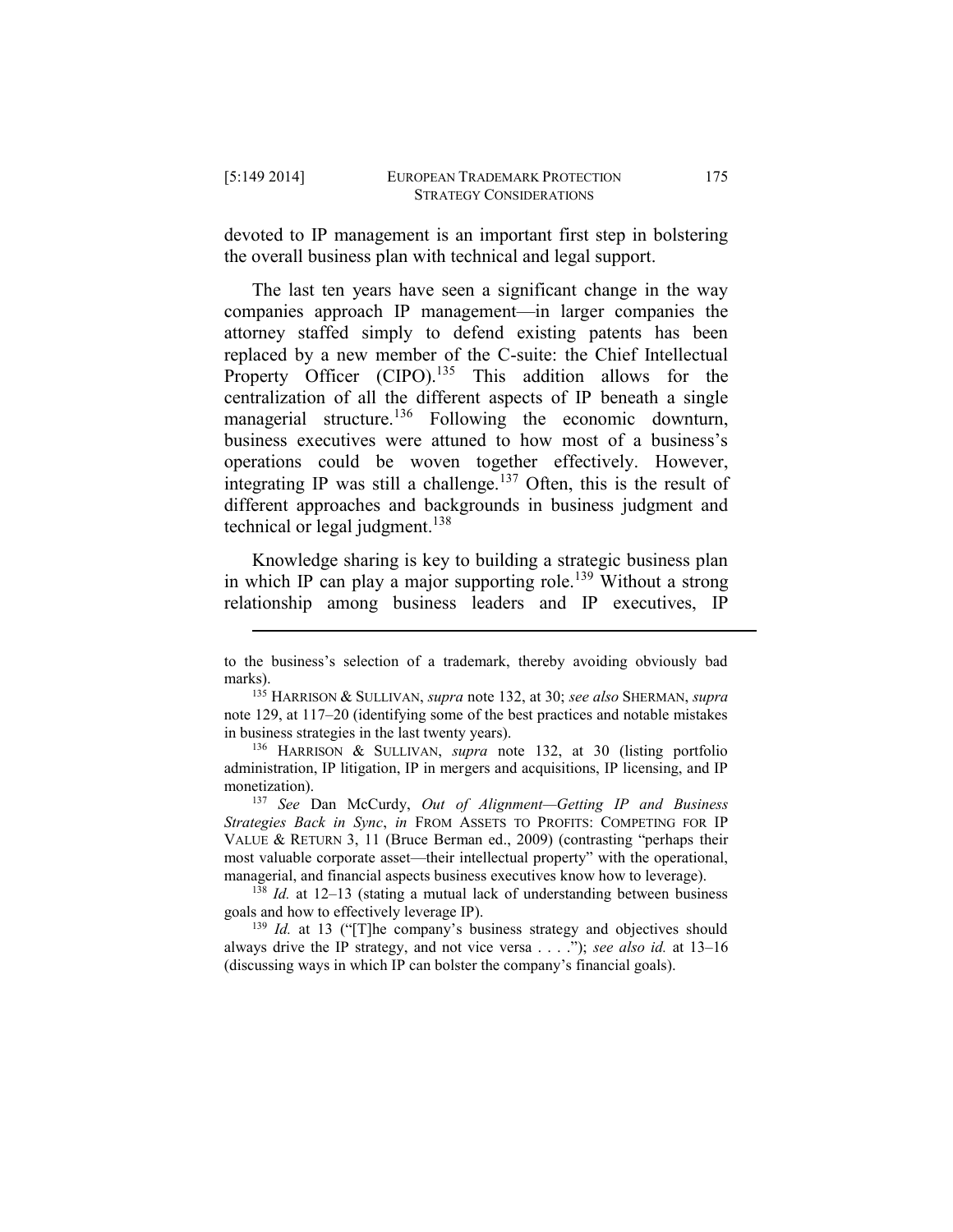devoted to IP management is an important first step in bolstering the overall business plan with technical and legal support.

The last ten years have seen a significant change in the way companies approach IP management—in larger companies the attorney staffed simply to defend existing patents has been replaced by a new member of the C-suite: the Chief Intellectual Property Officer (CIPO).[135] This addition allows for the centralization of all the different aspects of IP beneath a single managerial structure.[136] Following the economic downturn, business executives were attuned to how most of a business's operations could be woven together effectively. However, integrating IP was still a challenge.[137] Often, this is the result of different approaches and backgrounds in business judgment and technical or legal judgment.[138]

Knowledge sharing is key to building a strategic business plan in which IP can play a major supporting role.[139] Without a strong relationship among business leaders and IP executives, IP

---

to the business's selection of a trademark, thereby avoiding obviously bad marks).

[135] HARRISON & SULLIVAN, *supra* note 132, at 30; *see also* SHERMAN, *supra* note 129, at 117–20 (identifying some of the best practices and notable mistakes in business strategies in the last twenty years).

[136] HARRISON & SULLIVAN, *supra* note 132, at 30 (listing portfolio administration, IP litigation, IP in mergers and acquisitions, IP licensing, and IP monetization).

[137] *See* Dan McCurdy, *Out of Alignment—Getting IP and Business Strategies Back in Sync*, *in* FROM ASSETS TO PROFITS: COMPETING FOR IP VALUE & RETURN 3, 11 (Bruce Berman ed., 2009) (contrasting "perhaps their most valuable corporate asset—their intellectual property" with the operational, managerial, and financial aspects business executives know how to leverage).

[138] *Id.* at 12–13 (stating a mutual lack of understanding between business goals and how to effectively leverage IP).

[139] *Id.* at 13 ("[T]he company's business strategy and objectives should always drive the IP strategy, and not vice versa . . . ."); *see also id.* at 13–16 (discussing ways in which IP can bolster the company's financial goals).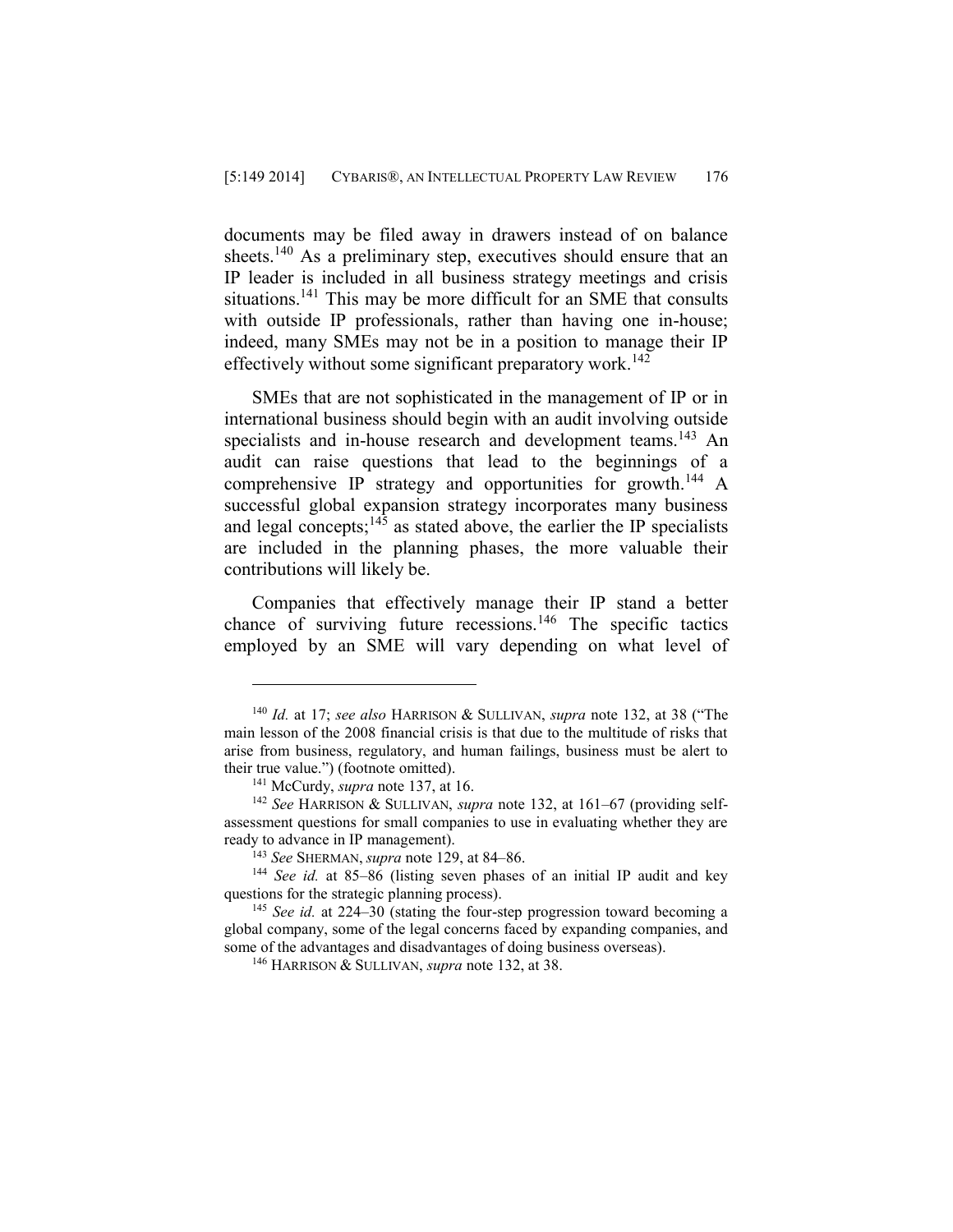documents may be filed away in drawers instead of on balance sheets.[140] As a preliminary step, executives should ensure that an IP leader is included in all business strategy meetings and crisis situations.[141] This may be more difficult for an SME that consults with outside IP professionals, rather than having one in-house; indeed, many SMEs may not be in a position to manage their IP effectively without some significant preparatory work.[142]

SMEs that are not sophisticated in the management of IP or in international business should begin with an audit involving outside specialists and in-house research and development teams.[143] An audit can raise questions that lead to the beginnings of a comprehensive IP strategy and opportunities for growth.[144] A successful global expansion strategy incorporates many business and legal concepts;[145] as stated above, the earlier the IP specialists are included in the planning phases, the more valuable their contributions will likely be.

Companies that effectively manage their IP stand a better chance of surviving future recessions.[146] The specific tactics employed by an SME will vary depending on what level of

---

[140] *Id.* at 17; *see also* HARRISON & SULLIVAN, *supra* note 132, at 38 ("The main lesson of the 2008 financial crisis is that due to the multitude of risks that arise from business, regulatory, and human failings, business must be alert to their true value.") (footnote omitted).

[141] McCurdy, *supra* note 137, at 16.

[142] *See* HARRISON & SULLIVAN, *supra* note 132, at 161–67 (providing self-assessment questions for small companies to use in evaluating whether they are ready to advance in IP management).

[143] *See* SHERMAN, *supra* note 129, at 84–86.

[144] *See id.* at 85–86 (listing seven phases of an initial IP audit and key questions for the strategic planning process).

[145] *See id.* at 224–30 (stating the four-step progression toward becoming a global company, some of the legal concerns faced by expanding companies, and some of the advantages and disadvantages of doing business overseas).

[146] HARRISON & SULLIVAN, *supra* note 132, at 38.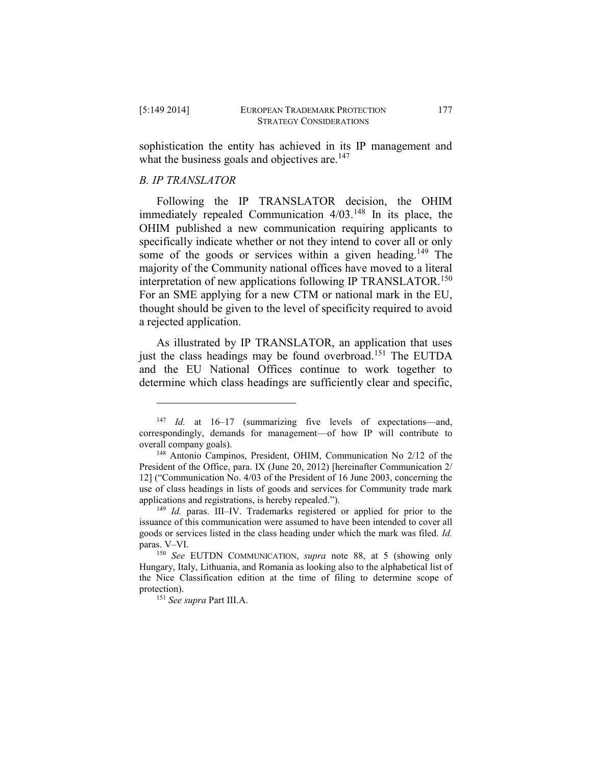sophistication the entity has achieved in its IP management and what the business goals and objectives are.[147]

### *B. IP TRANSLATOR*

Following the IP TRANSLATOR decision, the OHIM immediately repealed Communication 4/03.[148] In its place, the OHIM published a new communication requiring applicants to specifically indicate whether or not they intend to cover all or only some of the goods or services within a given heading.[149] The majority of the Community national offices have moved to a literal interpretation of new applications following IP TRANSLATOR.[150] For an SME applying for a new CTM or national mark in the EU, thought should be given to the level of specificity required to avoid a rejected application.

As illustrated by IP TRANSLATOR, an application that uses just the class headings may be found overbroad.[151] The EUTDA and the EU National Offices continue to work together to determine which class headings are sufficiently clear and specific,

---

[147] *Id.* at 16–17 (summarizing five levels of expectations—and, correspondingly, demands for management—of how IP will contribute to overall company goals).

[148] Antonio Campinos, President, OHIM, Communication No 2/12 of the President of the Office, para. IX (June 20, 2012) [hereinafter Communication 2/12] ("Communication No. 4/03 of the President of 16 June 2003, concerning the use of class headings in lists of goods and services for Community trade mark applications and registrations, is hereby repealed.").

[149] *Id.* paras. III–IV. Trademarks registered or applied for prior to the issuance of this communication were assumed to have been intended to cover all goods or services listed in the class heading under which the mark was filed. *Id.* paras. V–VI.

[150] *See* EUTDN COMMUNICATION, *supra* note 88, at 5 (showing only Hungary, Italy, Lithuania, and Romania as looking also to the alphabetical list of the Nice Classification edition at the time of filing to determine scope of protection).

[151] *See supra* Part III.A.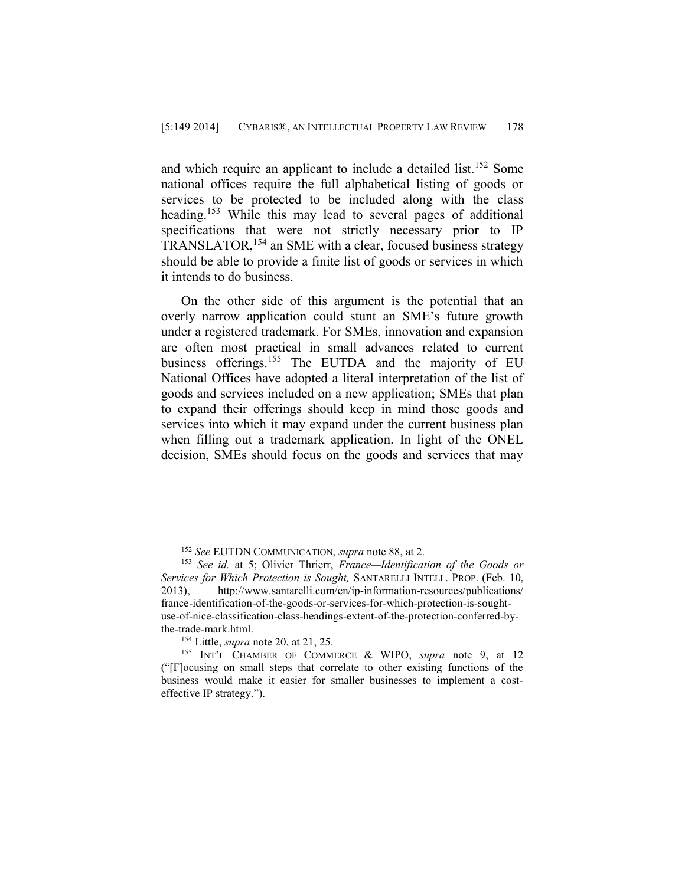and which require an applicant to include a detailed list.[152] Some national offices require the full alphabetical listing of goods or services to be protected to be included along with the class heading.[153] While this may lead to several pages of additional specifications that were not strictly necessary prior to IP TRANSLATOR,[154] an SME with a clear, focused business strategy should be able to provide a finite list of goods or services in which it intends to do business.

On the other side of this argument is the potential that an overly narrow application could stunt an SME's future growth under a registered trademark. For SMEs, innovation and expansion are often most practical in small advances related to current business offerings.[155] The EUTDA and the majority of EU National Offices have adopted a literal interpretation of the list of goods and services included on a new application; SMEs that plan to expand their offerings should keep in mind those goods and services into which it may expand under the current business plan when filling out a trademark application. In light of the ONEL decision, SMEs should focus on the goods and services that may

---

[152] *See* EUTDN COMMUNICATION, *supra* note 88, at 2.

[153] *See id.* at 5; Olivier Thrierr, *France—Identification of the Goods or Services for Which Protection is Sought,* SANTARELLI INTELL. PROP. (Feb. 10, 2013), http://www.santarelli.com/en/ip-information-resources/publications/france-identification-of-the-goods-or-services-for-which-protection-is-sought-use-of-nice-classification-class-headings-extent-of-the-protection-conferred-by-the-trade-mark.html.

[154] Little, *supra* note 20, at 21, 25.

[155] INT'L CHAMBER OF COMMERCE & WIPO, *supra* note 9, at 12 ("[F]ocusing on small steps that correlate to other existing functions of the business would make it easier for smaller businesses to implement a cost-effective IP strategy.").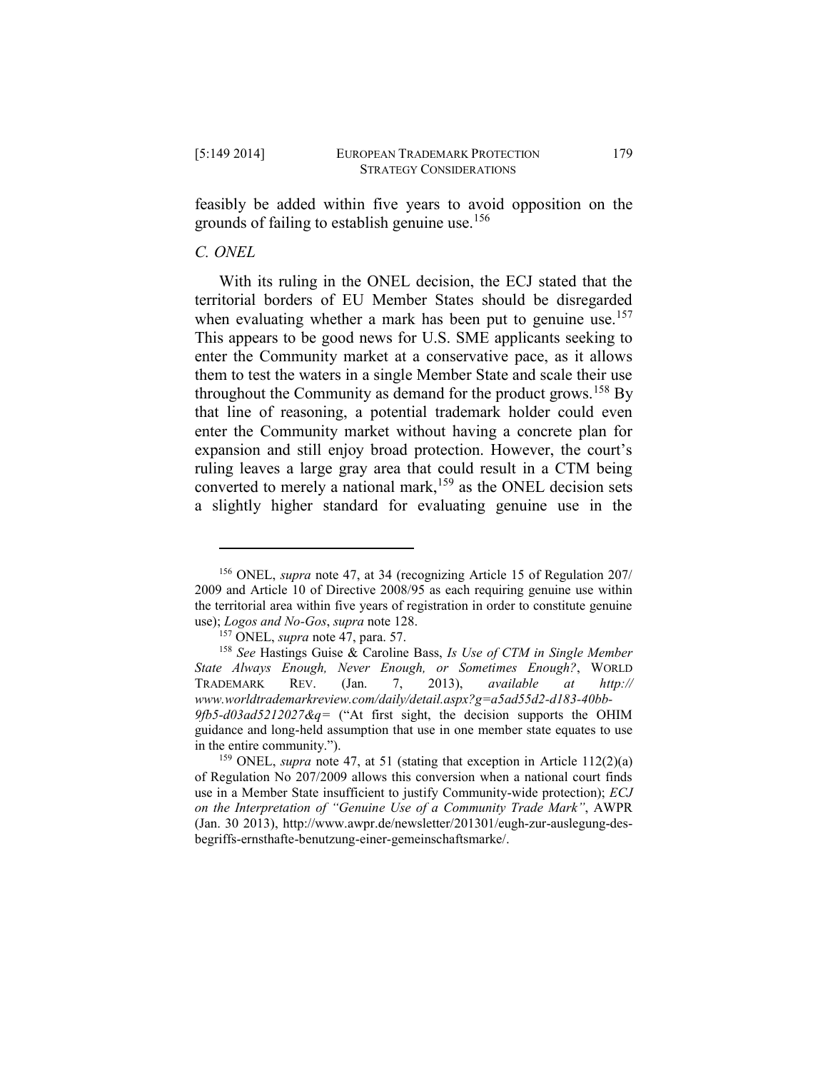feasibly be added within five years to avoid opposition on the grounds of failing to establish genuine use.[156]

### *C. ONEL*

With its ruling in the ONEL decision, the ECJ stated that the territorial borders of EU Member States should be disregarded when evaluating whether a mark has been put to genuine use.[157] This appears to be good news for U.S. SME applicants seeking to enter the Community market at a conservative pace, as it allows them to test the waters in a single Member State and scale their use throughout the Community as demand for the product grows.[158] By that line of reasoning, a potential trademark holder could even enter the Community market without having a concrete plan for expansion and still enjoy broad protection. However, the court's ruling leaves a large gray area that could result in a CTM being converted to merely a national mark,[159] as the ONEL decision sets a slightly higher standard for evaluating genuine use in the

---

[156] ONEL, *supra* note 47, at 34 (recognizing Article 15 of Regulation 207/2009 and Article 10 of Directive 2008/95 as each requiring genuine use within the territorial area within five years of registration in order to constitute genuine use); *Logos and No-Gos*, *supra* note 128.

[157] ONEL, *supra* note 47, para. 57.

[158] *See* Hastings Guise & Caroline Bass, *Is Use of CTM in Single Member State Always Enough, Never Enough, or Sometimes Enough?*, WORLD TRADEMARK REV. (Jan. 7, 2013), *available at http://www.worldtrademarkreview.com/daily/detail.aspx?g=a5ad55d2-d183-40bb-9fb5-d03ad5212027&q=* ("At first sight, the decision supports the OHIM guidance and long-held assumption that use in one member state equates to use in the entire community.").

[159] ONEL, *supra* note 47, at 51 (stating that exception in Article 112(2)(a) of Regulation No 207/2009 allows this conversion when a national court finds use in a Member State insufficient to justify Community-wide protection); *ECJ on the Interpretation of "Genuine Use of a Community Trade Mark"*, AWPR (Jan. 30 2013), http://www.awpr.de/newsletter/201301/eugh-zur-auslegung-des-begriffs-ernsthafte-benutzung-einer-gemeinschaftsmarke/.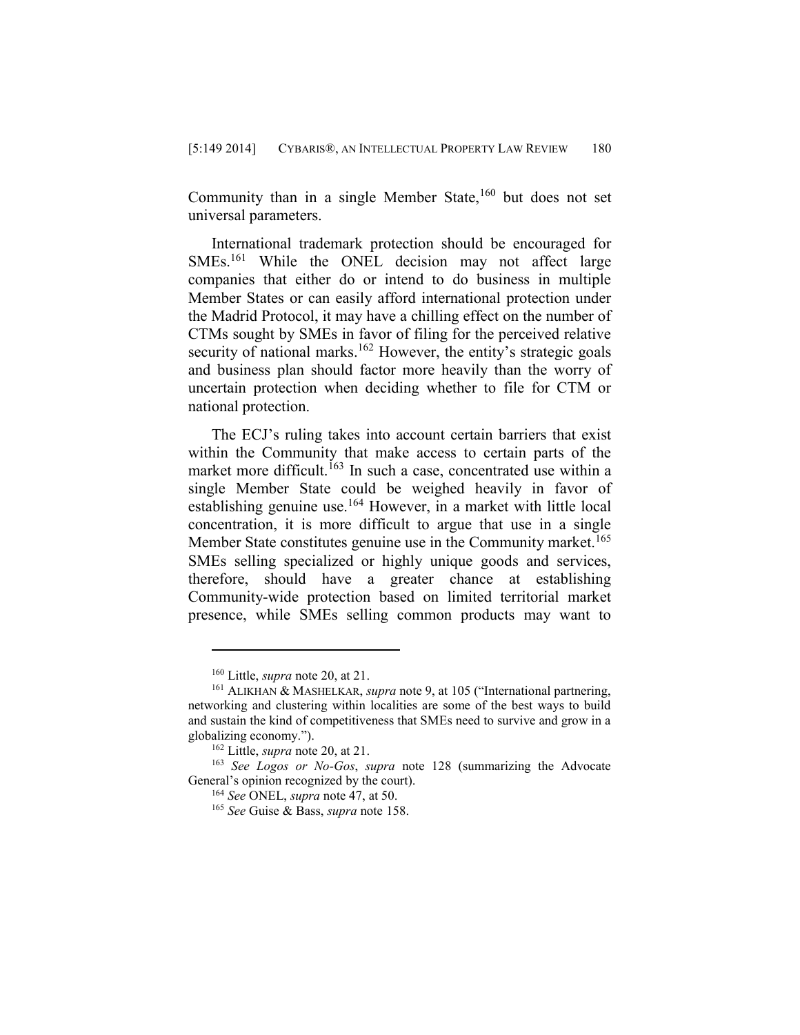Community than in a single Member State,[160] but does not set universal parameters.

International trademark protection should be encouraged for SMEs.[161] While the ONEL decision may not affect large companies that either do or intend to do business in multiple Member States or can easily afford international protection under the Madrid Protocol, it may have a chilling effect on the number of CTMs sought by SMEs in favor of filing for the perceived relative security of national marks.[162] However, the entity's strategic goals and business plan should factor more heavily than the worry of uncertain protection when deciding whether to file for CTM or national protection.

The ECJ's ruling takes into account certain barriers that exist within the Community that make access to certain parts of the market more difficult.[163] In such a case, concentrated use within a single Member State could be weighed heavily in favor of establishing genuine use.[164] However, in a market with little local concentration, it is more difficult to argue that use in a single Member State constitutes genuine use in the Community market.[165] SMEs selling specialized or highly unique goods and services, therefore, should have a greater chance at establishing Community-wide protection based on limited territorial market presence, while SMEs selling common products may want to

---

[160] Little, *supra* note 20, at 21.

[161] ALIKHAN & MASHELKAR, *supra* note 9, at 105 ("International partnering, networking and clustering within localities are some of the best ways to build and sustain the kind of competitiveness that SMEs need to survive and grow in a globalizing economy.").

[162] Little, *supra* note 20, at 21.

[163] *See Logos or No-Gos*, *supra* note 128 (summarizing the Advocate General's opinion recognized by the court).

[164] *See* ONEL, *supra* note 47, at 50.

[165] *See* Guise & Bass, *supra* note 158.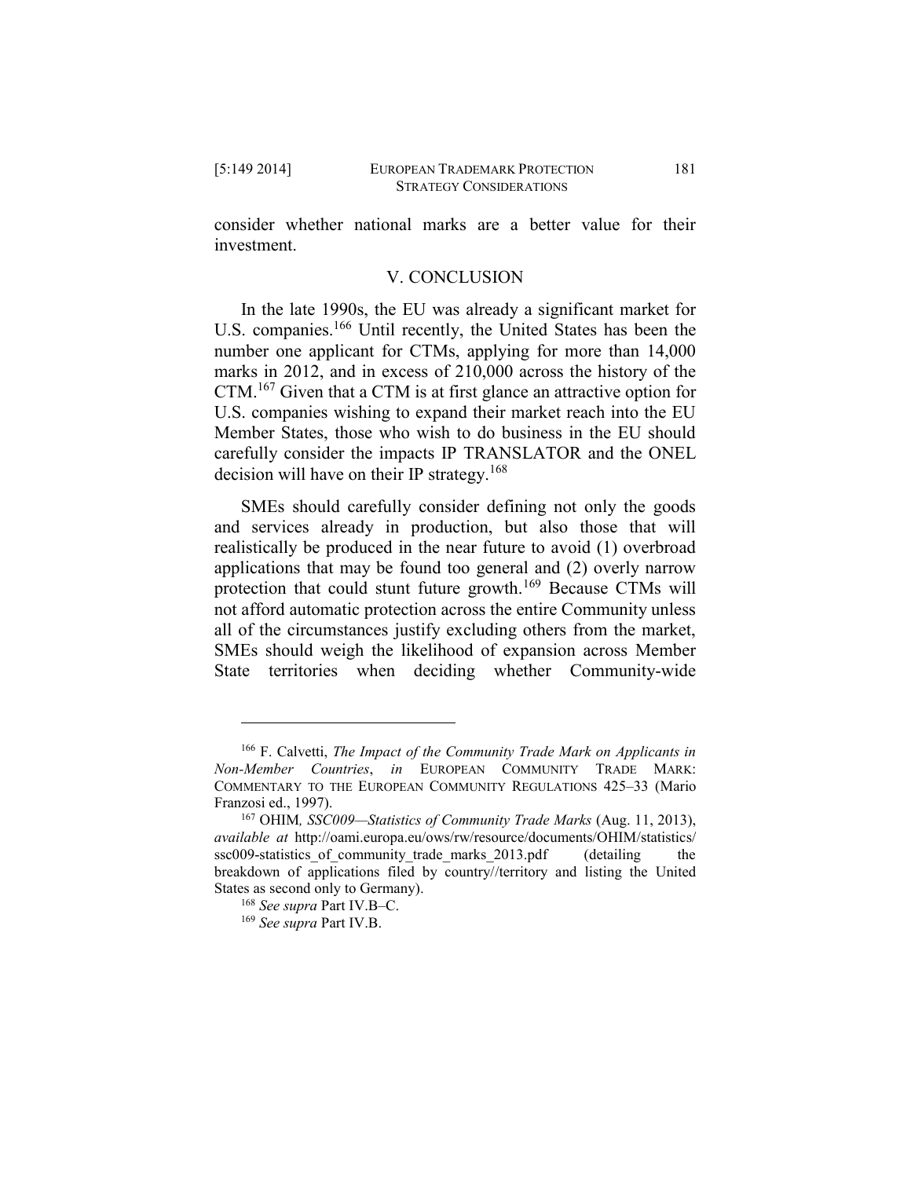consider whether national marks are a better value for their investment.

## V. CONCLUSION

In the late 1990s, the EU was already a significant market for U.S. companies.[166] Until recently, the United States has been the number one applicant for CTMs, applying for more than 14,000 marks in 2012, and in excess of 210,000 across the history of the CTM.[167] Given that a CTM is at first glance an attractive option for U.S. companies wishing to expand their market reach into the EU Member States, those who wish to do business in the EU should carefully consider the impacts IP TRANSLATOR and the ONEL decision will have on their IP strategy.[168]

SMEs should carefully consider defining not only the goods and services already in production, but also those that will realistically be produced in the near future to avoid (1) overbroad applications that may be found too general and (2) overly narrow protection that could stunt future growth.[169] Because CTMs will not afford automatic protection across the entire Community unless all of the circumstances justify excluding others from the market, SMEs should weigh the likelihood of expansion across Member State territories when deciding whether Community-wide

---

[166] F. Calvetti, *The Impact of the Community Trade Mark on Applicants in Non-Member Countries*, *in* EUROPEAN COMMUNITY TRADE MARK: COMMENTARY TO THE EUROPEAN COMMUNITY REGULATIONS 425–33 (Mario Franzosi ed., 1997).

[167] OHIM, *SSC009—Statistics of Community Trade Marks* (Aug. 11, 2013), *available at* http://oami.europa.eu/ows/rw/resource/documents/OHIM/statistics/ssc009-statistics_of_community_trade_marks_2013.pdf (detailing the breakdown of applications filed by country//territory and listing the United States as second only to Germany).

[168] *See supra* Part IV.B–C.

[169] *See supra* Part IV.B.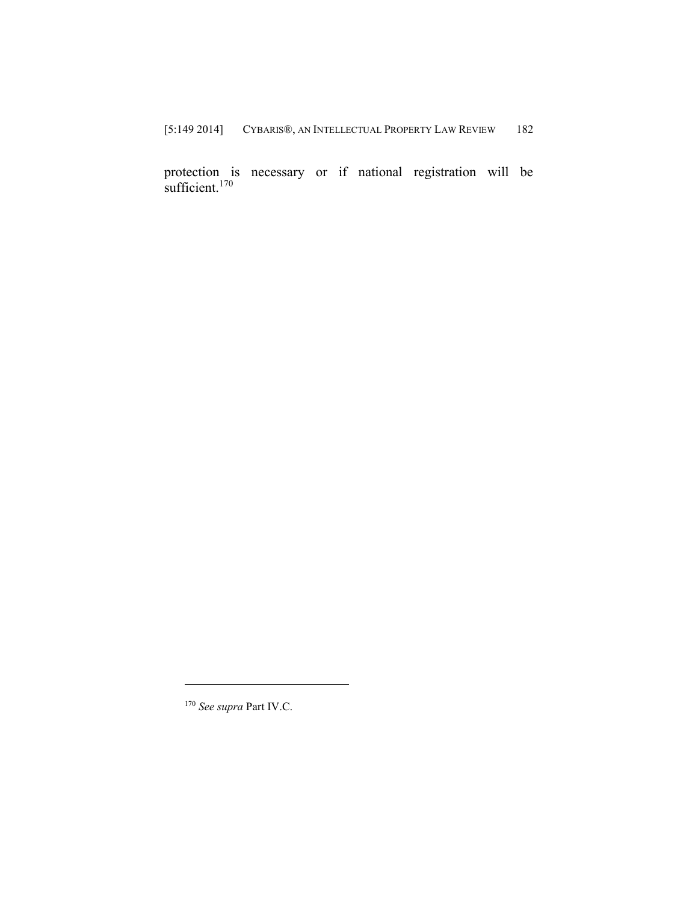protection is necessary or if national registration will be sufficient.[170]

---

[170] *See supra* Part IV.C.